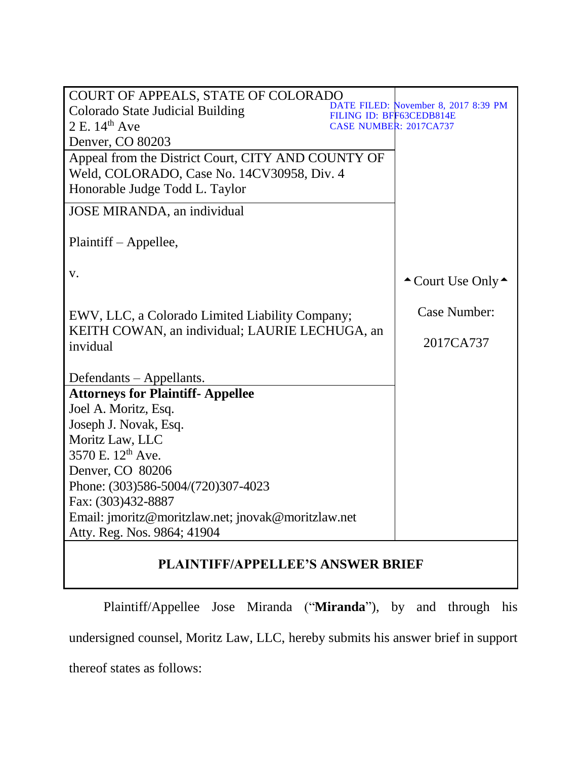| COURT OF APPEALS, STATE OF COLORADO<br>Colorado State Judicial Building<br>2 E. 14th Ave<br>Denver, CO 80203 | DATE FILED: November 8, 2017 8:39 PM<br>FILING ID: BFF63CEDB814E<br>CASE NUMBER: 2017CA737 |
|---|---|
| Appeal from the District Court, CITY AND COUNTY OF Weld, COLORADO, Case No. 14CV30958, Div. 4<br>Honorable Judge Todd L. Taylor | |
| JOSE MIRANDA, an individual<br><br>Plaintiff – Appellee,<br><br>v.<br><br>EWV, LLC, a Colorado Limited Liability Company; KEITH COWAN, an individual; LAURIE LECHUGA, an invidual<br><br>Defendants – Appellants. | ▲ Court Use Only ▲<br><br>Case Number:<br><br>2017CA737 |
| **Attorneys for Plaintiff- Appellee**<br>Joel A. Moritz, Esq.<br>Joseph J. Novak, Esq.<br>Moritz Law, LLC<br>3570 E. 12th Ave.<br>Denver, CO 80206<br>Phone: (303)586-5004/(720)307-4023<br>Fax: (303)432-8887<br>Email: jmoritz@moritzlaw.net; jnovak@moritzlaw.net<br>Atty. Reg. Nos. 9864; 41904 | |

**PLAINTIFF/APPELLEE'S ANSWER BRIEF**

Plaintiff/Appellee Jose Miranda ("**Miranda**"), by and through his undersigned counsel, Moritz Law, LLC, hereby submits his answer brief in support thereof states as follows: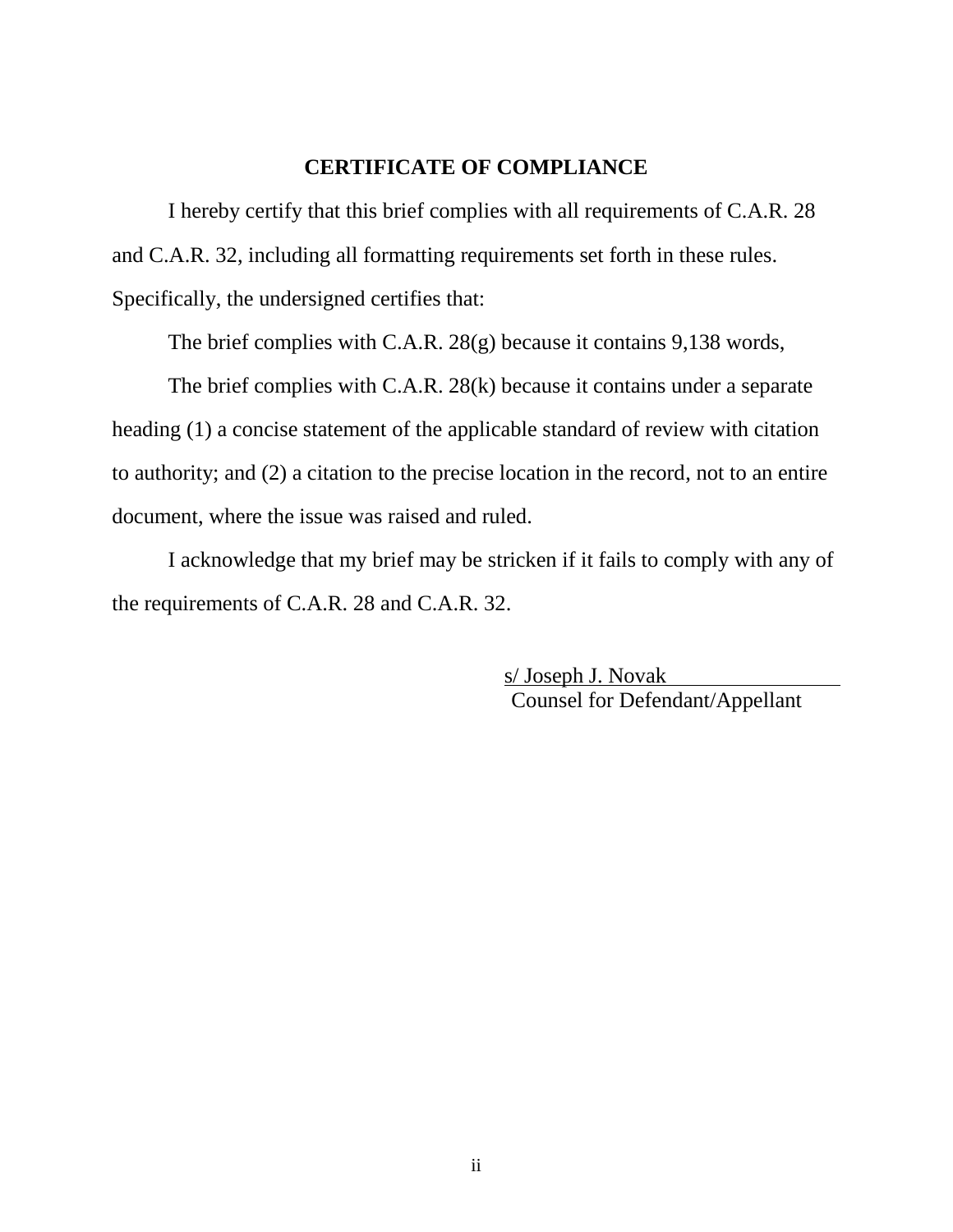## CERTIFICATE OF COMPLIANCE

I hereby certify that this brief complies with all requirements of C.A.R. 28 and C.A.R. 32, including all formatting requirements set forth in these rules. Specifically, the undersigned certifies that:

The brief complies with C.A.R. 28(g) because it contains 9,138 words,

The brief complies with C.A.R. 28(k) because it contains under a separate heading (1) a concise statement of the applicable standard of review with citation to authority; and (2) a citation to the precise location in the record, not to an entire document, where the issue was raised and ruled.

I acknowledge that my brief may be stricken if it fails to comply with any of the requirements of C.A.R. 28 and C.A.R. 32.

s/ Joseph J. Novak
Counsel for Defendant/Appellant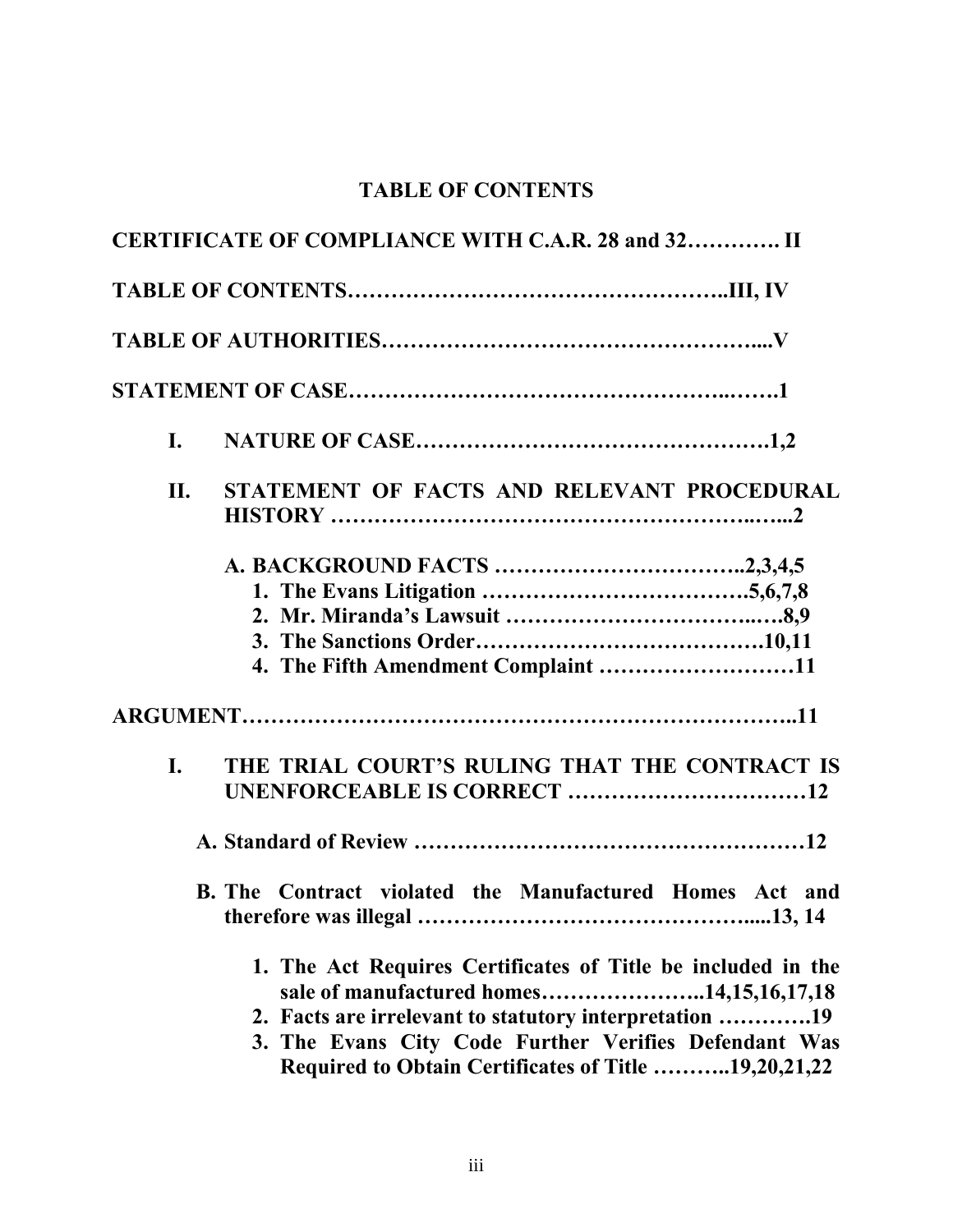## TABLE OF CONTENTS

**CERTIFICATE OF COMPLIANCE WITH C.A.R. 28 and 32…………. II**

**TABLE OF CONTENTS…………………………………………..III, IV**

**TABLE OF AUTHORITIES…………………………………………....V**

**STATEMENT OF CASE…………………………………………..…….1**

**I. NATURE OF CASE………………………………………….1,2**

**II. STATEMENT OF FACTS AND RELEVANT PROCEDURAL HISTORY ……………………………………………………..…...2**

**A. BACKGROUND FACTS ……………………………..2,3,4,5**

1. **The Evans Litigation ……………………………….5,6,7,8**
2. **Mr. Miranda's Lawsuit ……………………………..….8,9**
3. **The Sanctions Order………………………………….10,11**
4. **The Fifth Amendment Complaint ………………………11**

**ARGUMENT……………………………………………………………..11**

**I. THE TRIAL COURT'S RULING THAT THE CONTRACT IS UNENFORCEABLE IS CORRECT ……………………………12**

**A. Standard of Review …………………………………………12**

**B. The Contract violated the Manufactured Homes Act and therefore was illegal ……………………………………....13, 14**

1. **The Act Requires Certificates of Title be included in the sale of manufactured homes…………………..14,15,16,17,18**
2. **Facts are irrelevant to statutory interpretation ………….19**
3. **The Evans City Code Further Verifies Defendant Was Required to Obtain Certificates of Title ………..19,20,21,22**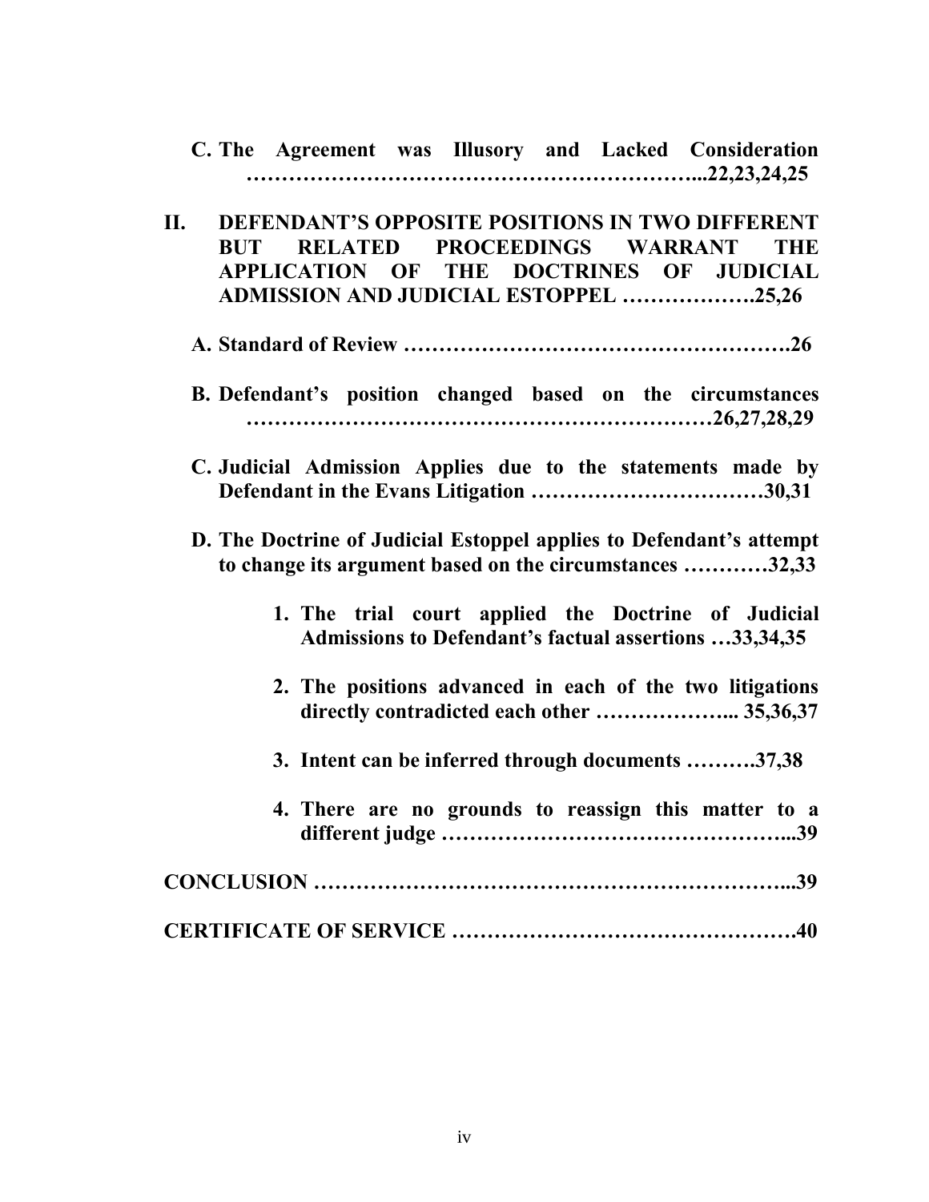**C. The Agreement was Illusory and Lacked Consideration ……………………………………………………...22,23,24,25**

**II. DEFENDANT'S OPPOSITE POSITIONS IN TWO DIFFERENT BUT RELATED PROCEEDINGS WARRANT THE APPLICATION OF THE DOCTRINES OF JUDICIAL ADMISSION AND JUDICIAL ESTOPPEL ……………….25,26**

**A. Standard of Review ……………………………………………….26**

**B. Defendant's position changed based on the circumstances …………………………………………………………26,27,28,29**

**C. Judicial Admission Applies due to the statements made by Defendant in the Evans Litigation ……………………………30,31**

**D. The Doctrine of Judicial Estoppel applies to Defendant's attempt to change its argument based on the circumstances …………32,33**

**1. The trial court applied the Doctrine of Judicial Admissions to Defendant's factual assertions …33,34,35**

**2. The positions advanced in each of the two litigations directly contradicted each other ………………... 35,36,37**

**3. Intent can be inferred through documents ……….37,38**

**4. There are no grounds to reassign this matter to a different judge ………………………………………...39**

**CONCLUSION ………………………………………………………...39**

**CERTIFICATE OF SERVICE ………………………………………….40**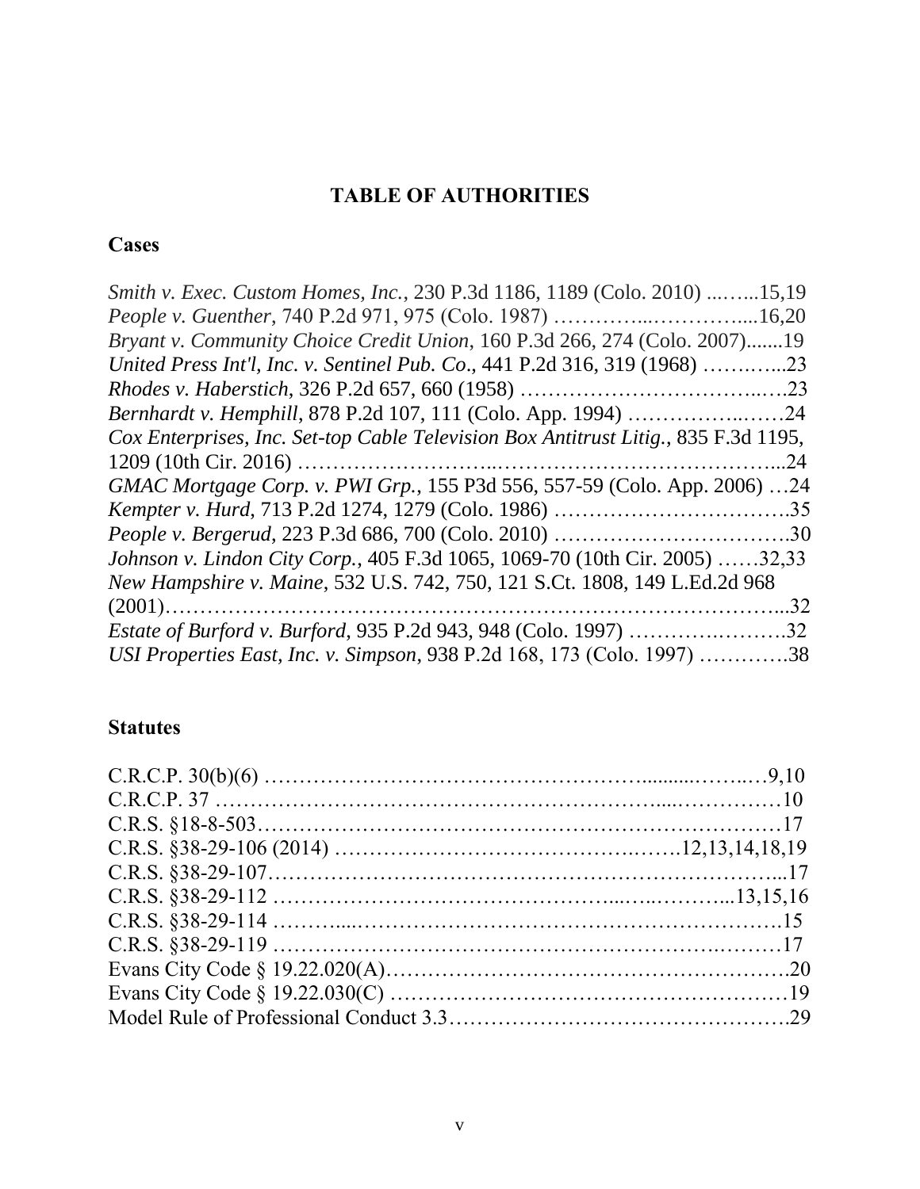# TABLE OF AUTHORITIES

## Cases

*Smith v. Exec. Custom Homes, Inc.*, 230 P.3d 1186, 1189 (Colo. 2010) ...…...15,19

*People v. Guenther*, 740 P.2d 971, 975 (Colo. 1987) …………...…………....16,20

*Bryant v. Community Choice Credit Union*, 160 P.3d 266, 274 (Colo. 2007).......19

*United Press Int'l, Inc. v. Sentinel Pub. Co*., 441 P.2d 316, 319 (1968) ……..…...23

*Rhodes v. Haberstich*, 326 P.2d 657, 660 (1958) …………………………..….23

*Bernhardt v. Hemphill*, 878 P.2d 107, 111 (Colo. App. 1994) ……………..……24

*Cox Enterprises, Inc. Set-top Cable Television Box Antitrust Litig.*, 835 F.3d 1195, 1209 (10th Cir. 2016) ……………………...………………………………...24

*GMAC Mortgage Corp. v. PWI Grp.*, 155 P3d 556, 557-59 (Colo. App. 2006) …24

*Kempter v. Hurd*, 713 P.2d 1274, 1279 (Colo. 1986) …………………………….35

*People v. Bergerud*, 223 P.3d 686, 700 (Colo. 2010) …………………………….30

*Johnson v. Lindon City Corp.*, 405 F.3d 1065, 1069-70 (10th Cir. 2005) ……32,33

*New Hampshire v. Maine*, 532 U.S. 742, 750, 121 S.Ct. 1808, 149 L.Ed.2d 968 (2001)……………………………………………………………………...32

*Estate of Burford v. Burford*, 935 P.2d 943, 948 (Colo. 1997) ……….……….32

*USI Properties East, Inc. v. Simpson*, 938 P.2d 168, 173 (Colo. 1997) ………….38

## Statutes

C.R.C.P. 30(b)(6) ………………………………………….........……..…9,10

C.R.C.P. 37 ……………………………………………………....……………10

C.R.S. §18-8-503…………………………………………………………………17

C.R.S. §38-29-106 (2014) …………………………………….…….12,13,14,18,19

C.R.S. §38-29-107……………………………………………………………...17

C.R.S. §38-29-112 ………………………………………....…..………...13,15,16

C.R.S. §38-29-114 ………....…………………………………………………….15

C.R.S. §38-29-119 ……………………………………………………..………17

Evans City Code § 19.22.020(A)……………………………………………….20

Evans City Code § 19.22.030(C) ………………………………………………19

Model Rule of Professional Conduct 3.3……………………………………….29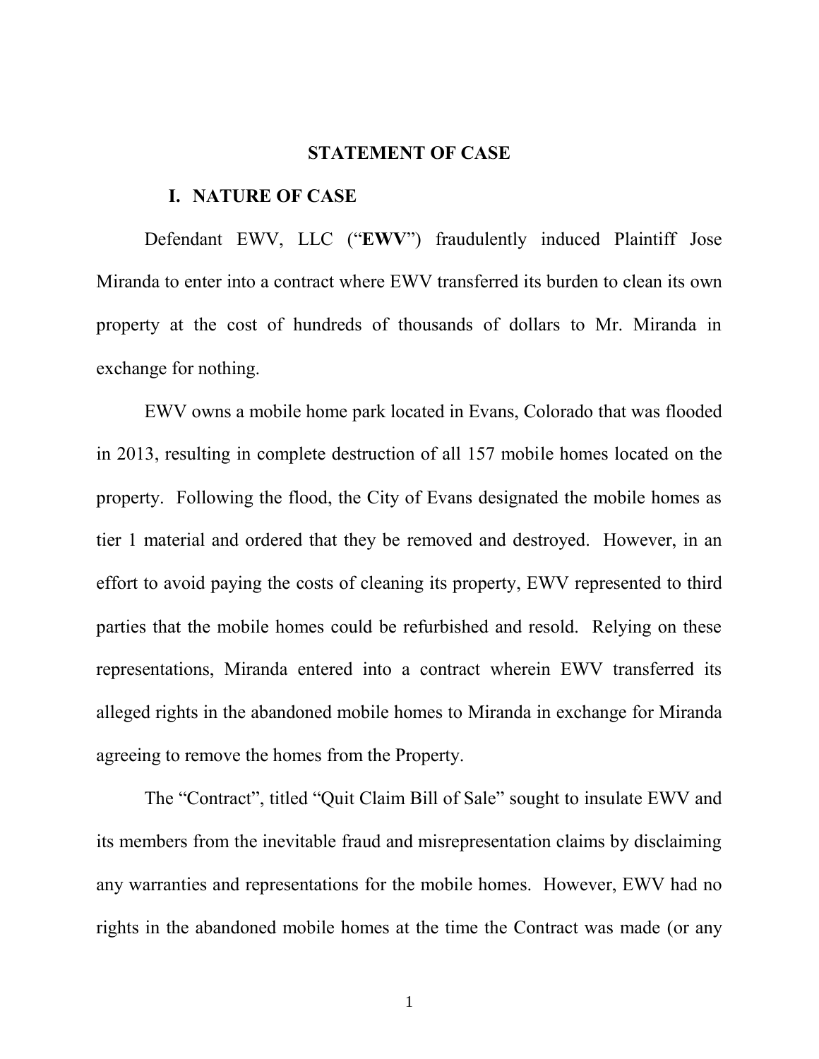# STATEMENT OF CASE

## I. NATURE OF CASE

Defendant EWV, LLC ("**EWV**") fraudulently induced Plaintiff Jose Miranda to enter into a contract where EWV transferred its burden to clean its own property at the cost of hundreds of thousands of dollars to Mr. Miranda in exchange for nothing.

EWV owns a mobile home park located in Evans, Colorado that was flooded in 2013, resulting in complete destruction of all 157 mobile homes located on the property. Following the flood, the City of Evans designated the mobile homes as tier 1 material and ordered that they be removed and destroyed. However, in an effort to avoid paying the costs of cleaning its property, EWV represented to third parties that the mobile homes could be refurbished and resold. Relying on these representations, Miranda entered into a contract wherein EWV transferred its alleged rights in the abandoned mobile homes to Miranda in exchange for Miranda agreeing to remove the homes from the Property.

The "Contract", titled "Quit Claim Bill of Sale" sought to insulate EWV and its members from the inevitable fraud and misrepresentation claims by disclaiming any warranties and representations for the mobile homes. However, EWV had no rights in the abandoned mobile homes at the time the Contract was made (or any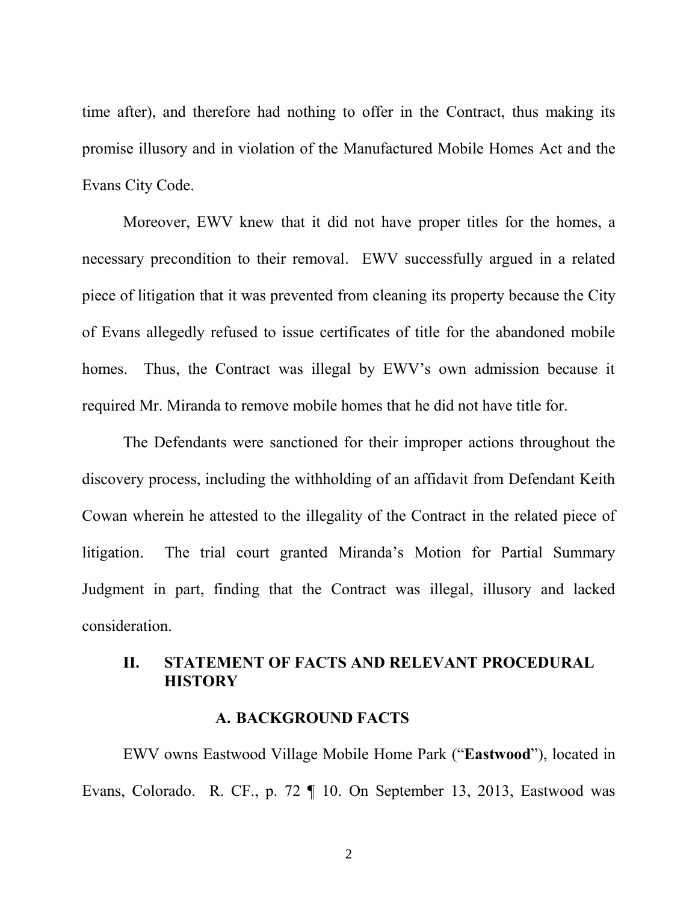time after), and therefore had nothing to offer in the Contract, thus making its promise illusory and in violation of the Manufactured Mobile Homes Act and the Evans City Code.

Moreover, EWV knew that it did not have proper titles for the homes, a necessary precondition to their removal. EWV successfully argued in a related piece of litigation that it was prevented from cleaning its property because the City of Evans allegedly refused to issue certificates of title for the abandoned mobile homes. Thus, the Contract was illegal by EWV's own admission because it required Mr. Miranda to remove mobile homes that he did not have title for.

The Defendants were sanctioned for their improper actions throughout the discovery process, including the withholding of an affidavit from Defendant Keith Cowan wherein he attested to the illegality of the Contract in the related piece of litigation. The trial court granted Miranda's Motion for Partial Summary Judgment in part, finding that the Contract was illegal, illusory and lacked consideration.

## II. STATEMENT OF FACTS AND RELEVANT PROCEDURAL HISTORY

### A. BACKGROUND FACTS

EWV owns Eastwood Village Mobile Home Park ("**Eastwood**"), located in Evans, Colorado. R. CF., p. 72 ¶ 10. On September 13, 2013, Eastwood was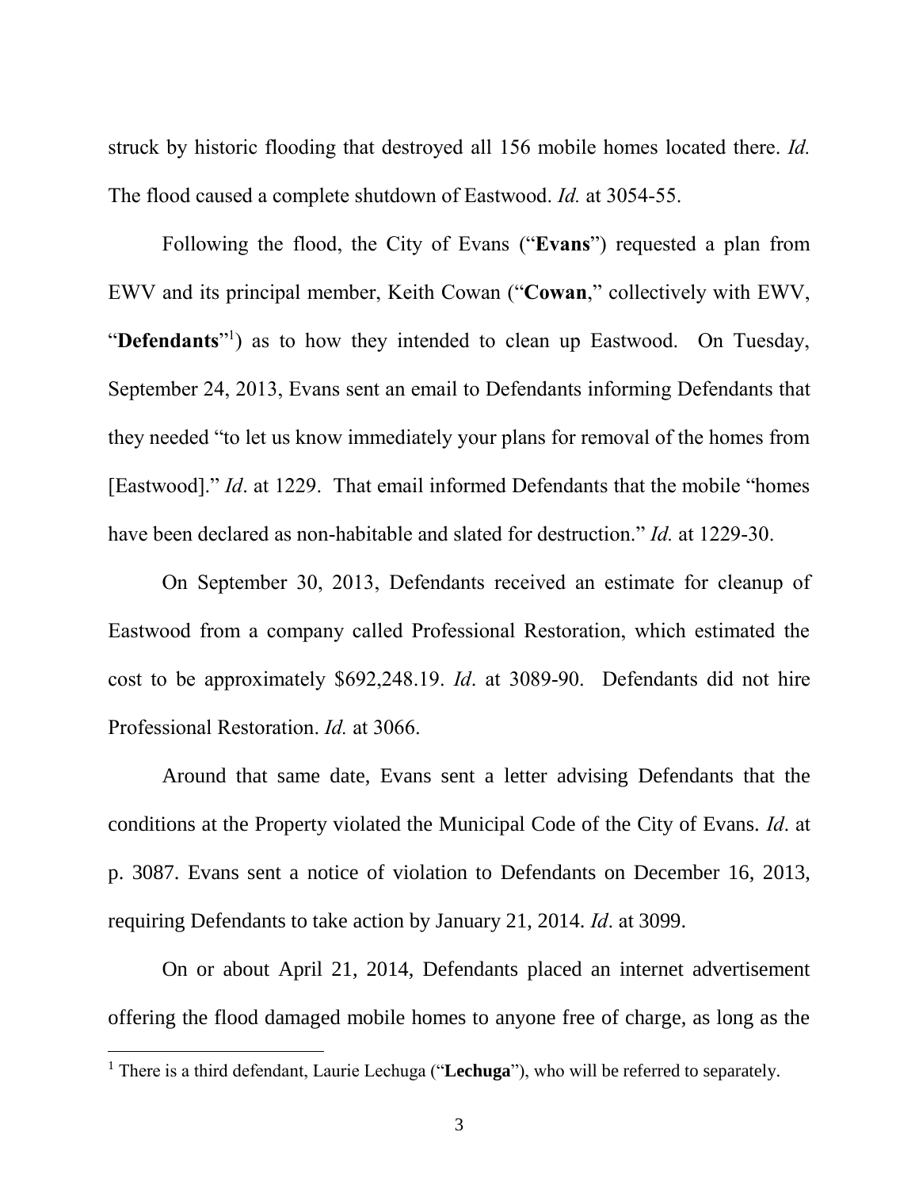struck by historic flooding that destroyed all 156 mobile homes located there. *Id.* The flood caused a complete shutdown of Eastwood. *Id.* at 3054-55.

Following the flood, the City of Evans ("**Evans**") requested a plan from EWV and its principal member, Keith Cowan ("**Cowan**," collectively with EWV, "**Defendants**"[1]) as to how they intended to clean up Eastwood. On Tuesday, September 24, 2013, Evans sent an email to Defendants informing Defendants that they needed "to let us know immediately your plans for removal of the homes from [Eastwood]." *Id*. at 1229. That email informed Defendants that the mobile "homes have been declared as non-habitable and slated for destruction." *Id.* at 1229-30.

On September 30, 2013, Defendants received an estimate for cleanup of Eastwood from a company called Professional Restoration, which estimated the cost to be approximately $692,248.19. *Id*. at 3089-90. Defendants did not hire Professional Restoration. *Id.* at 3066.

Around that same date, Evans sent a letter advising Defendants that the conditions at the Property violated the Municipal Code of the City of Evans. *Id*. at p. 3087. Evans sent a notice of violation to Defendants on December 16, 2013, requiring Defendants to take action by January 21, 2014. *Id*. at 3099.

On or about April 21, 2014, Defendants placed an internet advertisement offering the flood damaged mobile homes to anyone free of charge, as long as the

[1] There is a third defendant, Laurie Lechuga ("**Lechuga**"), who will be referred to separately.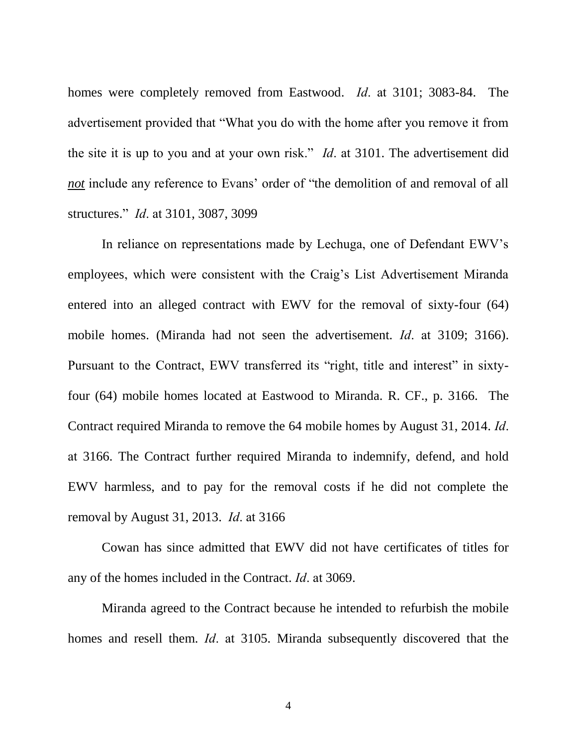homes were completely removed from Eastwood. *Id*. at 3101; 3083-84. The advertisement provided that "What you do with the home after you remove it from the site it is up to you and at your own risk." *Id*. at 3101. The advertisement did ***not*** include any reference to Evans' order of "the demolition of and removal of all structures." *Id*. at 3101, 3087, 3099

In reliance on representations made by Lechuga, one of Defendant EWV's employees, which were consistent with the Craig's List Advertisement Miranda entered into an alleged contract with EWV for the removal of sixty-four (64) mobile homes. (Miranda had not seen the advertisement. *Id*. at 3109; 3166). Pursuant to the Contract, EWV transferred its "right, title and interest" in sixty-four (64) mobile homes located at Eastwood to Miranda. R. CF., p. 3166. The Contract required Miranda to remove the 64 mobile homes by August 31, 2014. *Id*. at 3166. The Contract further required Miranda to indemnify, defend, and hold EWV harmless, and to pay for the removal costs if he did not complete the removal by August 31, 2013. *Id*. at 3166

Cowan has since admitted that EWV did not have certificates of titles for any of the homes included in the Contract. *Id*. at 3069.

Miranda agreed to the Contract because he intended to refurbish the mobile homes and resell them. *Id*. at 3105. Miranda subsequently discovered that the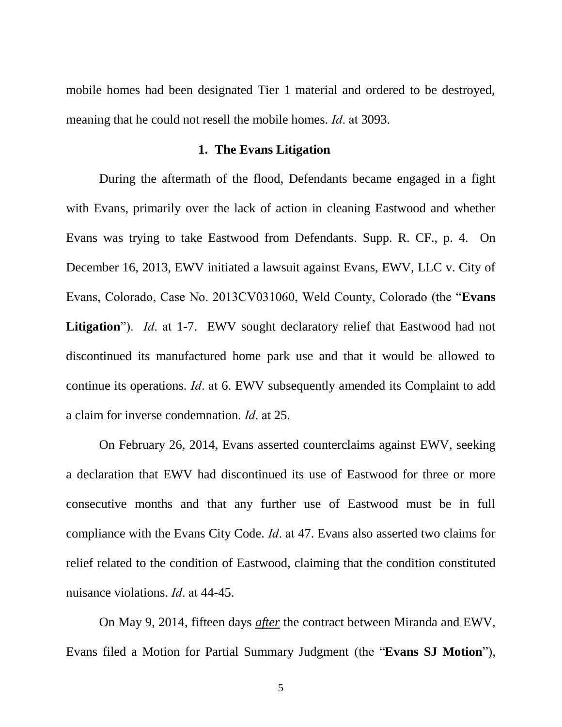mobile homes had been designated Tier 1 material and ordered to be destroyed, meaning that he could not resell the mobile homes. *Id*. at 3093.

### 1. The Evans Litigation

During the aftermath of the flood, Defendants became engaged in a fight with Evans, primarily over the lack of action in cleaning Eastwood and whether Evans was trying to take Eastwood from Defendants. Supp. R. CF., p. 4. On December 16, 2013, EWV initiated a lawsuit against Evans, EWV, LLC v. City of Evans, Colorado, Case No. 2013CV031060, Weld County, Colorado (the "**Evans Litigation**"). *Id*. at 1-7. EWV sought declaratory relief that Eastwood had not discontinued its manufactured home park use and that it would be allowed to continue its operations. *Id*. at 6. EWV subsequently amended its Complaint to add a claim for inverse condemnation. *Id*. at 25.

On February 26, 2014, Evans asserted counterclaims against EWV, seeking a declaration that EWV had discontinued its use of Eastwood for three or more consecutive months and that any further use of Eastwood must be in full compliance with the Evans City Code. *Id*. at 47. Evans also asserted two claims for relief related to the condition of Eastwood, claiming that the condition constituted nuisance violations. *Id*. at 44-45.

On May 9, 2014, fifteen days ***after*** the contract between Miranda and EWV, Evans filed a Motion for Partial Summary Judgment (the "**Evans SJ Motion**"),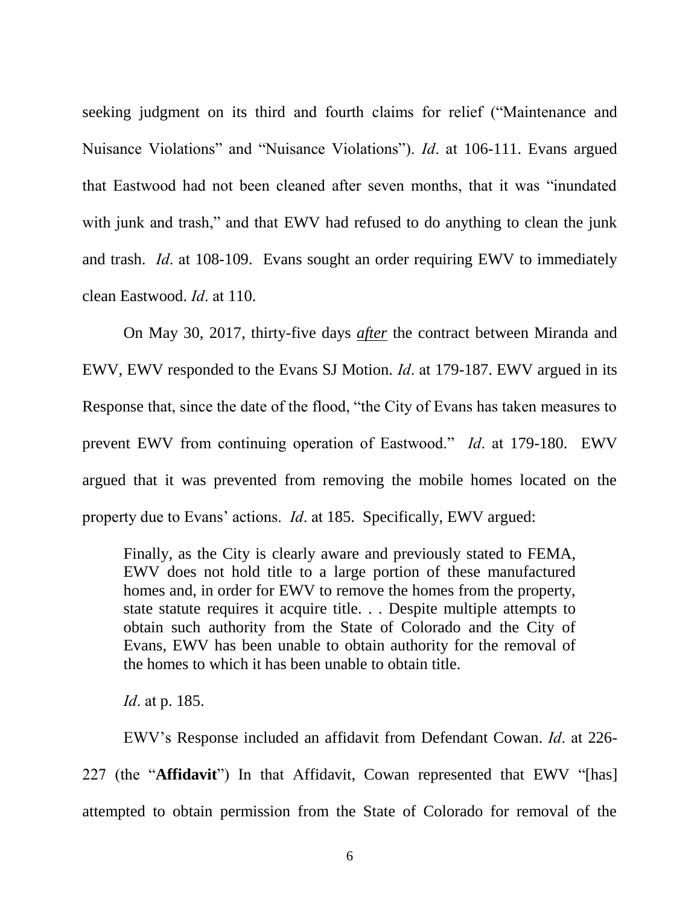seeking judgment on its third and fourth claims for relief ("Maintenance and Nuisance Violations" and "Nuisance Violations"). *Id*. at 106-111. Evans argued that Eastwood had not been cleaned after seven months, that it was "inundated with junk and trash," and that EWV had refused to do anything to clean the junk and trash. *Id*. at 108-109. Evans sought an order requiring EWV to immediately clean Eastwood. *Id*. at 110.

On May 30, 2017, thirty-five days ***after*** the contract between Miranda and EWV, EWV responded to the Evans SJ Motion. *Id*. at 179-187. EWV argued in its Response that, since the date of the flood, "the City of Evans has taken measures to prevent EWV from continuing operation of Eastwood." *Id*. at 179-180. EWV argued that it was prevented from removing the mobile homes located on the property due to Evans' actions. *Id*. at 185. Specifically, EWV argued:

> Finally, as the City is clearly aware and previously stated to FEMA, EWV does not hold title to a large portion of these manufactured homes and, in order for EWV to remove the homes from the property, state statute requires it acquire title. . . Despite multiple attempts to obtain such authority from the State of Colorado and the City of Evans, EWV has been unable to obtain authority for the removal of the homes to which it has been unable to obtain title.

*Id*. at p. 185.

EWV's Response included an affidavit from Defendant Cowan. *Id*. at 226-227 (the "**Affidavit**") In that Affidavit, Cowan represented that EWV "[has] attempted to obtain permission from the State of Colorado for removal of the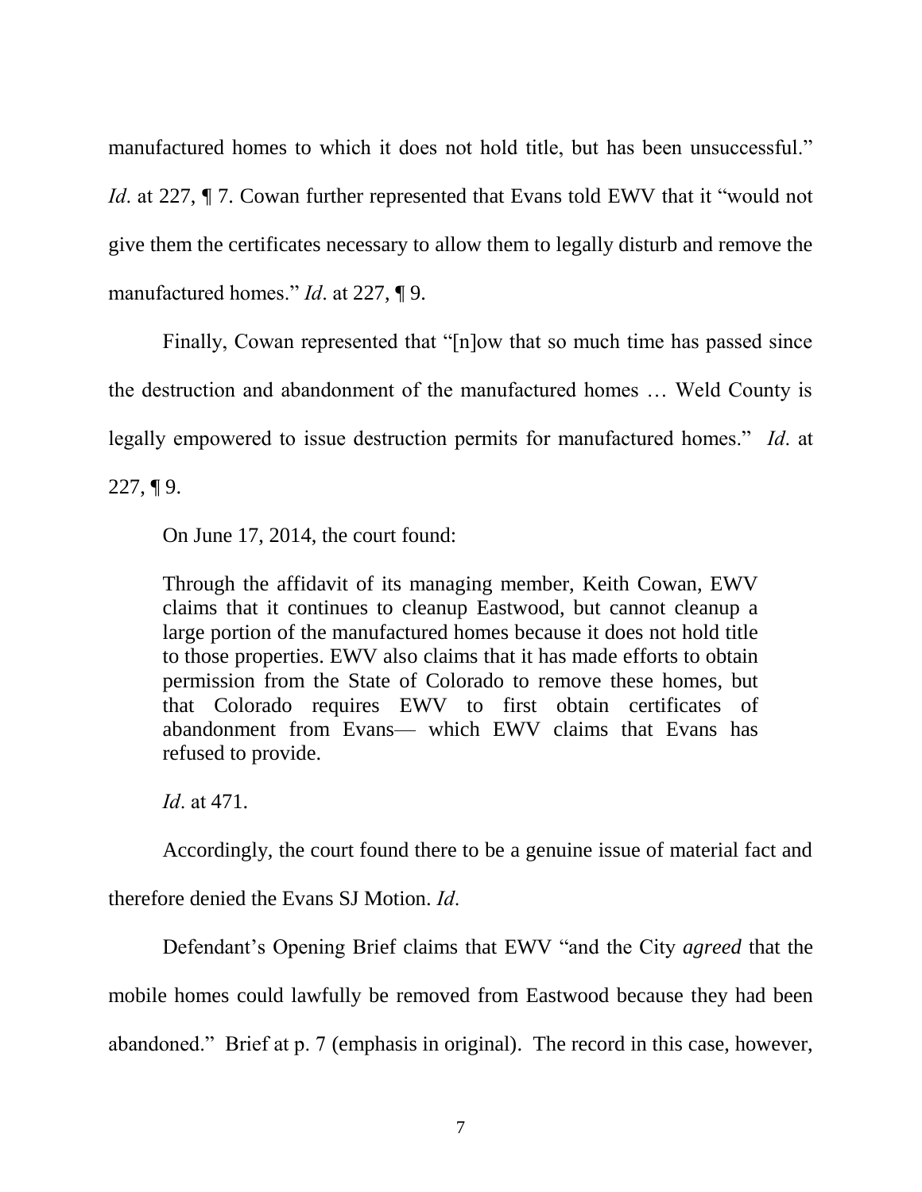manufactured homes to which it does not hold title, but has been unsuccessful." *Id*. at 227, ¶ 7. Cowan further represented that Evans told EWV that it "would not give them the certificates necessary to allow them to legally disturb and remove the manufactured homes." *Id*. at 227, ¶ 9.

Finally, Cowan represented that "[n]ow that so much time has passed since the destruction and abandonment of the manufactured homes … Weld County is legally empowered to issue destruction permits for manufactured homes." *Id*. at 227, ¶ 9.

On June 17, 2014, the court found:

> Through the affidavit of its managing member, Keith Cowan, EWV claims that it continues to cleanup Eastwood, but cannot cleanup a large portion of the manufactured homes because it does not hold title to those properties. EWV also claims that it has made efforts to obtain permission from the State of Colorado to remove these homes, but that Colorado requires EWV to first obtain certificates of abandonment from Evans— which EWV claims that Evans has refused to provide.

*Id*. at 471.

Accordingly, the court found there to be a genuine issue of material fact and therefore denied the Evans SJ Motion. *Id*.

Defendant's Opening Brief claims that EWV "and the City *agreed* that the mobile homes could lawfully be removed from Eastwood because they had been abandoned." Brief at p. 7 (emphasis in original). The record in this case, however,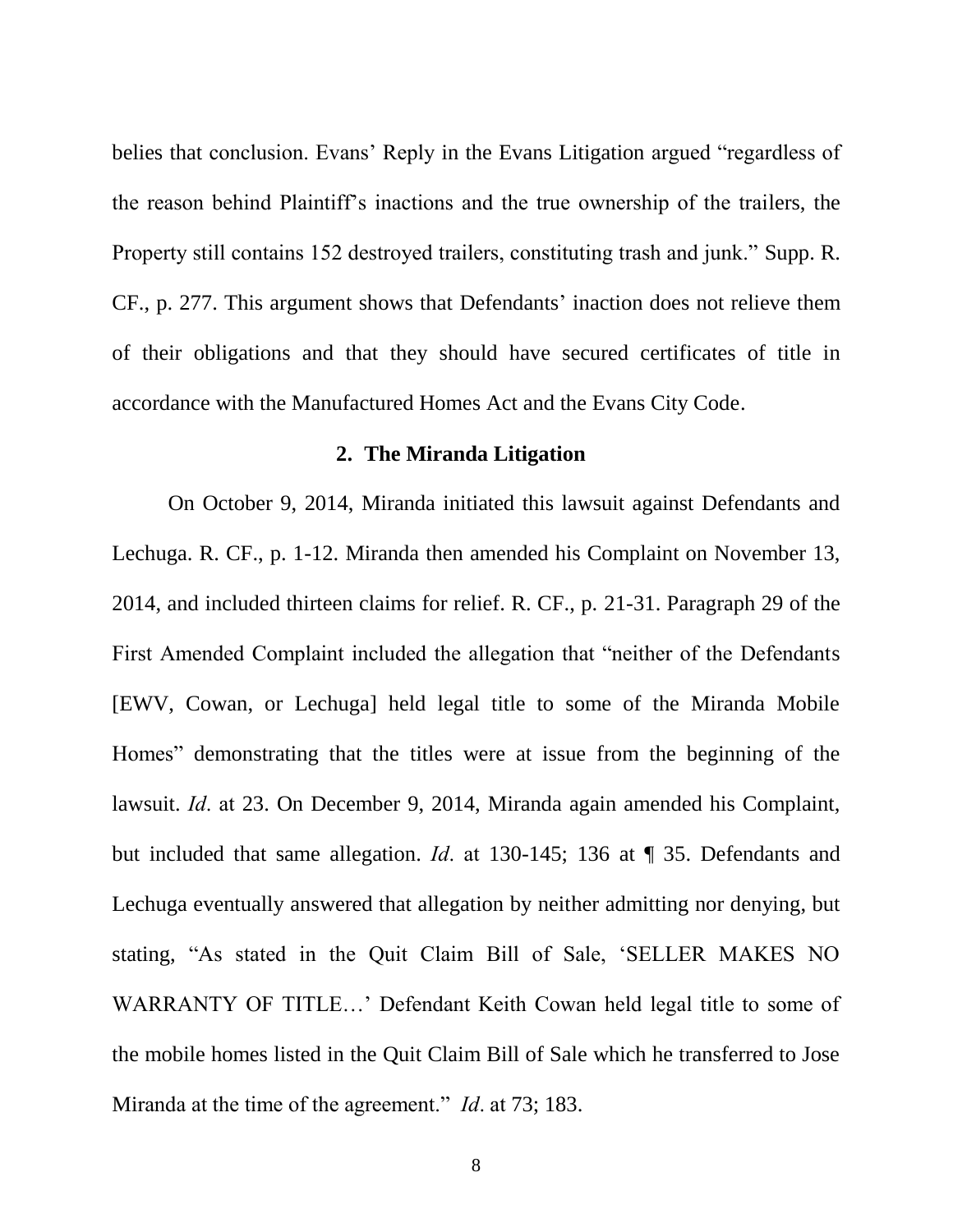belies that conclusion. Evans' Reply in the Evans Litigation argued "regardless of the reason behind Plaintiff's inactions and the true ownership of the trailers, the Property still contains 152 destroyed trailers, constituting trash and junk." Supp. R. CF., p. 277. This argument shows that Defendants' inaction does not relieve them of their obligations and that they should have secured certificates of title in accordance with the Manufactured Homes Act and the Evans City Code.

### 2. The Miranda Litigation

On October 9, 2014, Miranda initiated this lawsuit against Defendants and Lechuga. R. CF., p. 1-12. Miranda then amended his Complaint on November 13, 2014, and included thirteen claims for relief. R. CF., p. 21-31. Paragraph 29 of the First Amended Complaint included the allegation that "neither of the Defendants [EWV, Cowan, or Lechuga] held legal title to some of the Miranda Mobile Homes" demonstrating that the titles were at issue from the beginning of the lawsuit. *Id*. at 23. On December 9, 2014, Miranda again amended his Complaint, but included that same allegation. *Id*. at 130-145; 136 at ¶ 35. Defendants and Lechuga eventually answered that allegation by neither admitting nor denying, but stating, "As stated in the Quit Claim Bill of Sale, 'SELLER MAKES NO WARRANTY OF TITLE…' Defendant Keith Cowan held legal title to some of the mobile homes listed in the Quit Claim Bill of Sale which he transferred to Jose Miranda at the time of the agreement." *Id*. at 73; 183.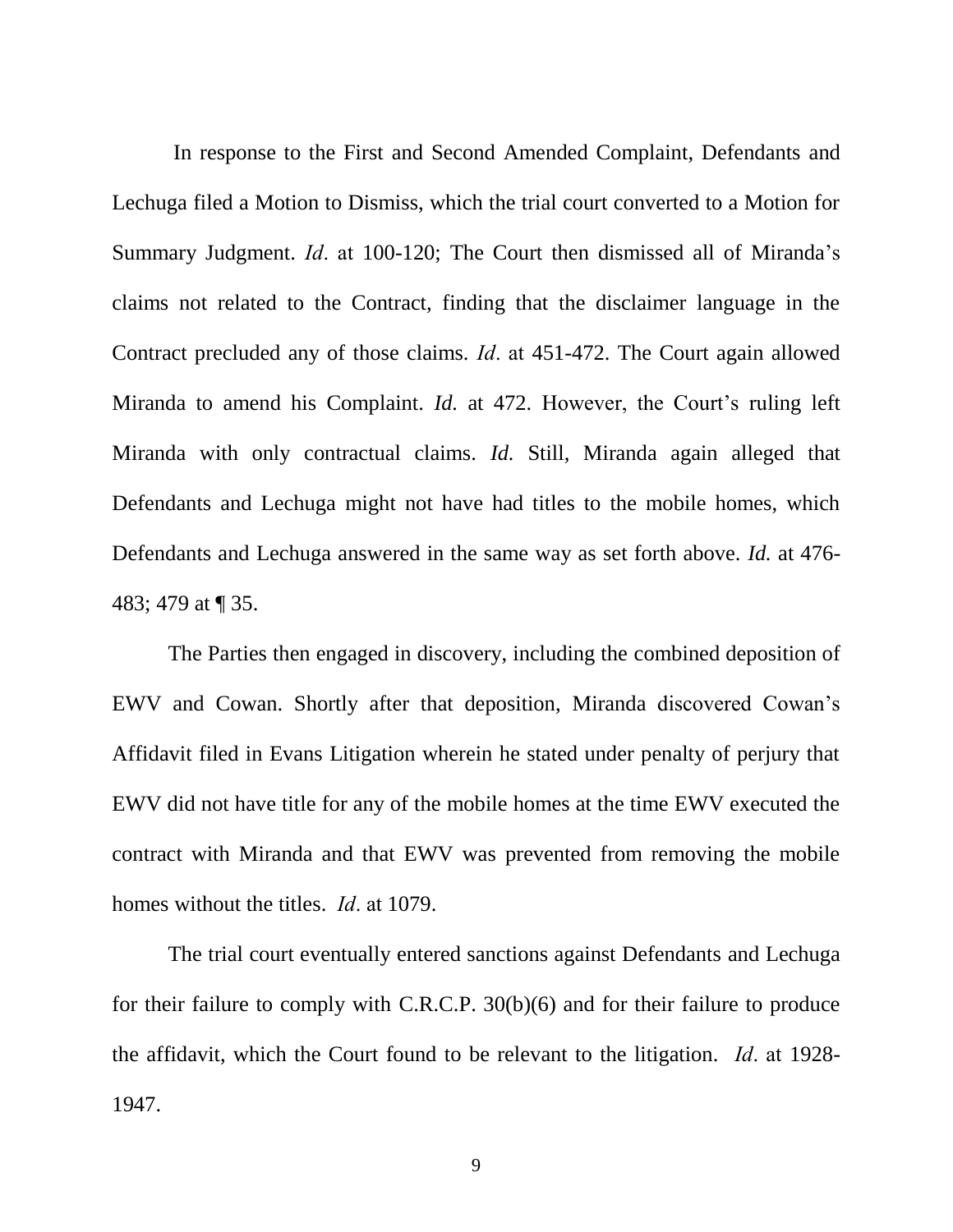In response to the First and Second Amended Complaint, Defendants and Lechuga filed a Motion to Dismiss, which the trial court converted to a Motion for Summary Judgment. *Id*. at 100-120; The Court then dismissed all of Miranda's claims not related to the Contract, finding that the disclaimer language in the Contract precluded any of those claims. *Id*. at 451-472. The Court again allowed Miranda to amend his Complaint. *Id.* at 472. However, the Court's ruling left Miranda with only contractual claims. *Id.* Still, Miranda again alleged that Defendants and Lechuga might not have had titles to the mobile homes, which Defendants and Lechuga answered in the same way as set forth above. *Id.* at 476-483; 479 at ¶ 35.

The Parties then engaged in discovery, including the combined deposition of EWV and Cowan. Shortly after that deposition, Miranda discovered Cowan's Affidavit filed in Evans Litigation wherein he stated under penalty of perjury that EWV did not have title for any of the mobile homes at the time EWV executed the contract with Miranda and that EWV was prevented from removing the mobile homes without the titles. *Id*. at 1079.

The trial court eventually entered sanctions against Defendants and Lechuga for their failure to comply with C.R.C.P. 30(b)(6) and for their failure to produce the affidavit, which the Court found to be relevant to the litigation. *Id*. at 1928-1947.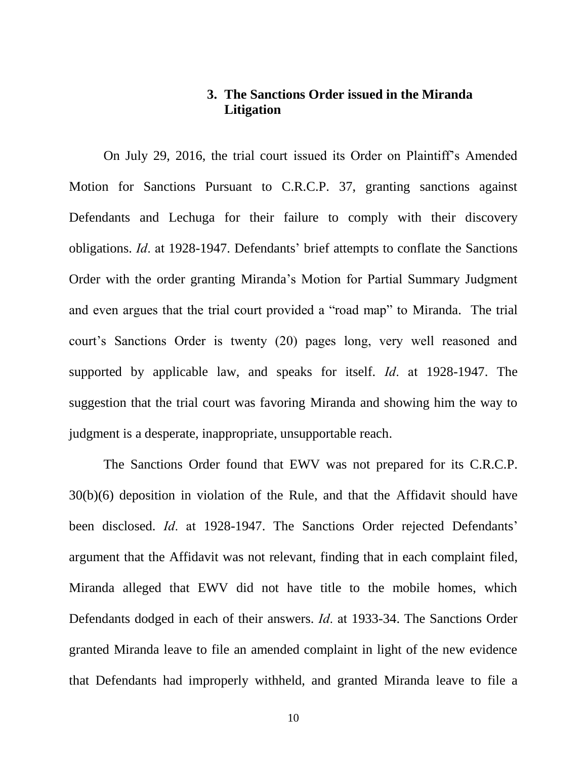### 3. The Sanctions Order issued in the Miranda Litigation

On July 29, 2016, the trial court issued its Order on Plaintiff's Amended Motion for Sanctions Pursuant to C.R.C.P. 37, granting sanctions against Defendants and Lechuga for their failure to comply with their discovery obligations. *Id*. at 1928-1947. Defendants' brief attempts to conflate the Sanctions Order with the order granting Miranda's Motion for Partial Summary Judgment and even argues that the trial court provided a "road map" to Miranda. The trial court's Sanctions Order is twenty (20) pages long, very well reasoned and supported by applicable law, and speaks for itself. *Id*. at 1928-1947. The suggestion that the trial court was favoring Miranda and showing him the way to judgment is a desperate, inappropriate, unsupportable reach.

The Sanctions Order found that EWV was not prepared for its C.R.C.P. 30(b)(6) deposition in violation of the Rule, and that the Affidavit should have been disclosed. *Id*. at 1928-1947. The Sanctions Order rejected Defendants' argument that the Affidavit was not relevant, finding that in each complaint filed, Miranda alleged that EWV did not have title to the mobile homes, which Defendants dodged in each of their answers. *Id*. at 1933-34. The Sanctions Order granted Miranda leave to file an amended complaint in light of the new evidence that Defendants had improperly withheld, and granted Miranda leave to file a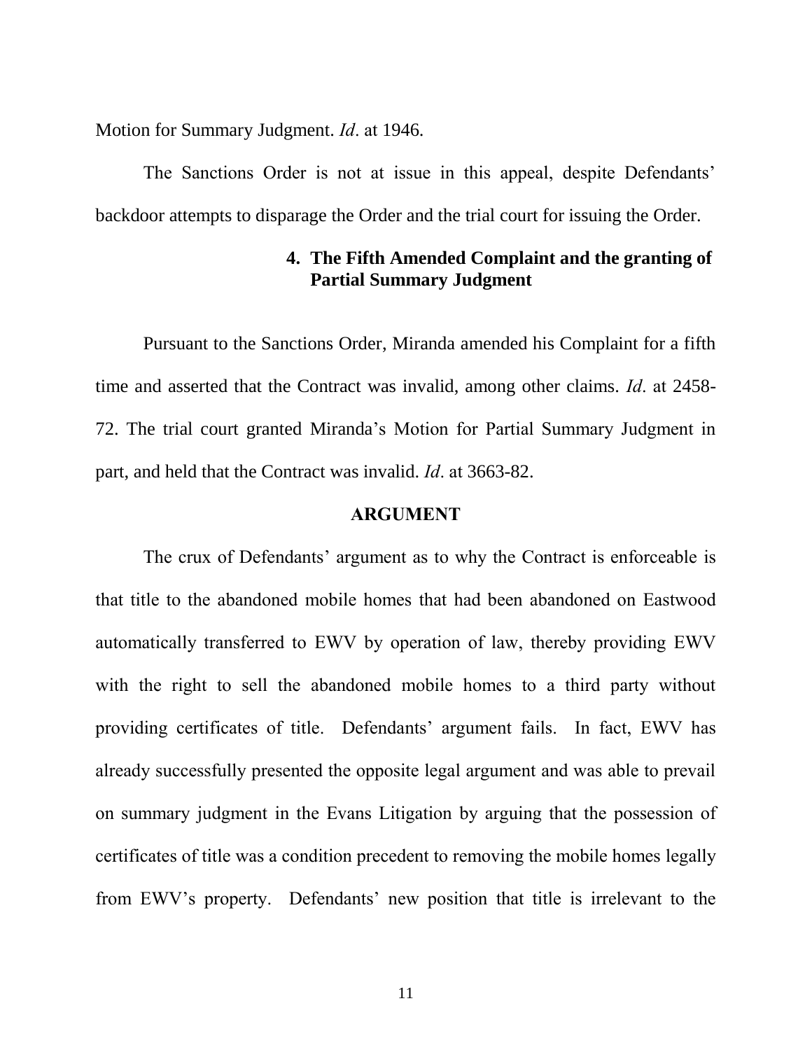Motion for Summary Judgment. *Id*. at 1946.

The Sanctions Order is not at issue in this appeal, despite Defendants' backdoor attempts to disparage the Order and the trial court for issuing the Order.

#### 4. The Fifth Amended Complaint and the granting of Partial Summary Judgment

Pursuant to the Sanctions Order, Miranda amended his Complaint for a fifth time and asserted that the Contract was invalid, among other claims. *Id*. at 2458-72. The trial court granted Miranda's Motion for Partial Summary Judgment in part, and held that the Contract was invalid. *Id*. at 3663-82.

## ARGUMENT

The crux of Defendants' argument as to why the Contract is enforceable is that title to the abandoned mobile homes that had been abandoned on Eastwood automatically transferred to EWV by operation of law, thereby providing EWV with the right to sell the abandoned mobile homes to a third party without providing certificates of title. Defendants' argument fails. In fact, EWV has already successfully presented the opposite legal argument and was able to prevail on summary judgment in the Evans Litigation by arguing that the possession of certificates of title was a condition precedent to removing the mobile homes legally from EWV's property. Defendants' new position that title is irrelevant to the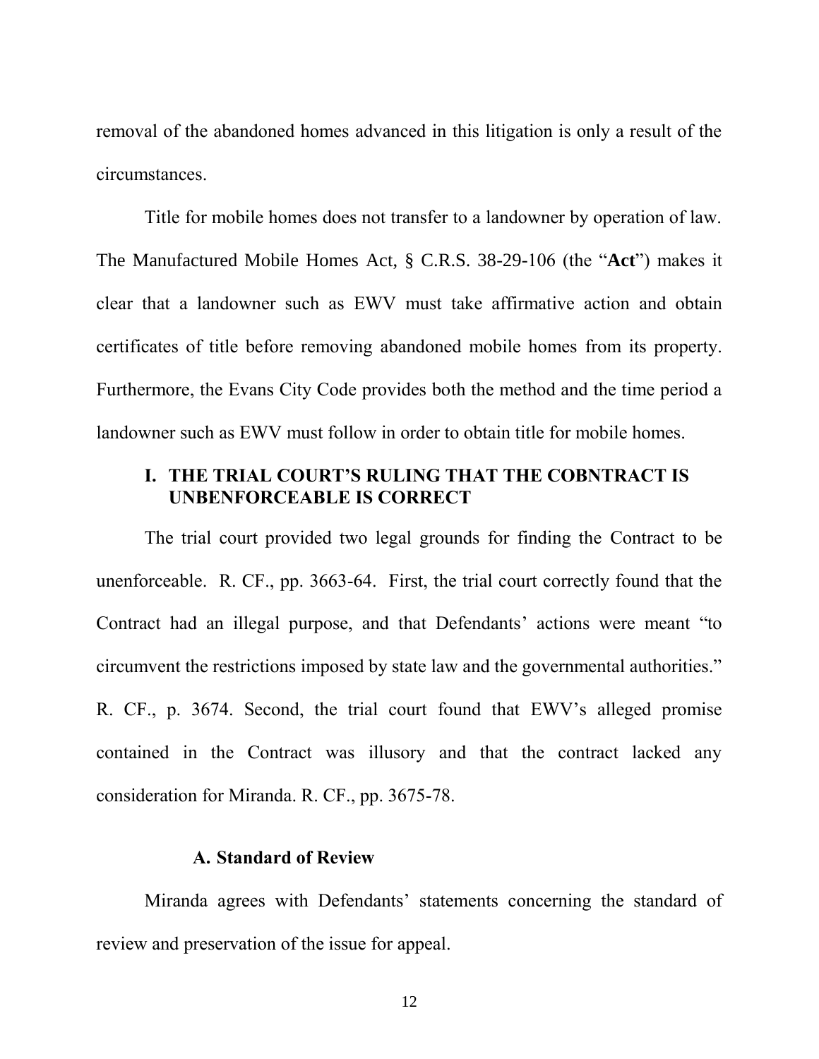removal of the abandoned homes advanced in this litigation is only a result of the circumstances.

Title for mobile homes does not transfer to a landowner by operation of law. The Manufactured Mobile Homes Act, § C.R.S. 38-29-106 (the "**Act**") makes it clear that a landowner such as EWV must take affirmative action and obtain certificates of title before removing abandoned mobile homes from its property. Furthermore, the Evans City Code provides both the method and the time period a landowner such as EWV must follow in order to obtain title for mobile homes.

## I. THE TRIAL COURT'S RULING THAT THE COBNTRACT IS UNBENFORCEABLE IS CORRECT

The trial court provided two legal grounds for finding the Contract to be unenforceable. R. CF., pp. 3663-64. First, the trial court correctly found that the Contract had an illegal purpose, and that Defendants' actions were meant "to circumvent the restrictions imposed by state law and the governmental authorities." R. CF., p. 3674. Second, the trial court found that EWV's alleged promise contained in the Contract was illusory and that the contract lacked any consideration for Miranda. R. CF., pp. 3675-78.

### A. Standard of Review

Miranda agrees with Defendants' statements concerning the standard of review and preservation of the issue for appeal.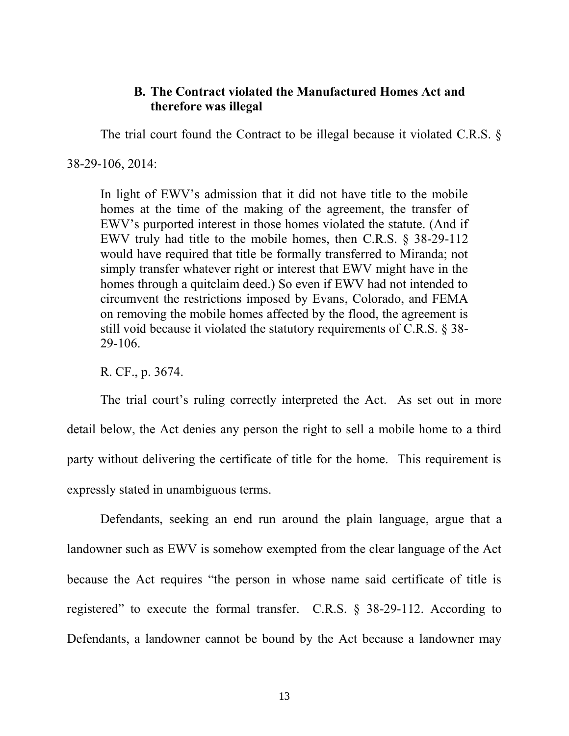### B. The Contract violated the Manufactured Homes Act and therefore was illegal

The trial court found the Contract to be illegal because it violated C.R.S. § 38-29-106, 2014:

> In light of EWV's admission that it did not have title to the mobile homes at the time of the making of the agreement, the transfer of EWV's purported interest in those homes violated the statute. (And if EWV truly had title to the mobile homes, then C.R.S. § 38-29-112 would have required that title be formally transferred to Miranda; not simply transfer whatever right or interest that EWV might have in the homes through a quitclaim deed.) So even if EWV had not intended to circumvent the restrictions imposed by Evans, Colorado, and FEMA on removing the mobile homes affected by the flood, the agreement is still void because it violated the statutory requirements of C.R.S. § 38-29-106.
>
> R. CF., p. 3674.

The trial court's ruling correctly interpreted the Act. As set out in more detail below, the Act denies any person the right to sell a mobile home to a third party without delivering the certificate of title for the home. This requirement is expressly stated in unambiguous terms.

Defendants, seeking an end run around the plain language, argue that a landowner such as EWV is somehow exempted from the clear language of the Act because the Act requires "the person in whose name said certificate of title is registered" to execute the formal transfer. C.R.S. § 38-29-112. According to Defendants, a landowner cannot be bound by the Act because a landowner may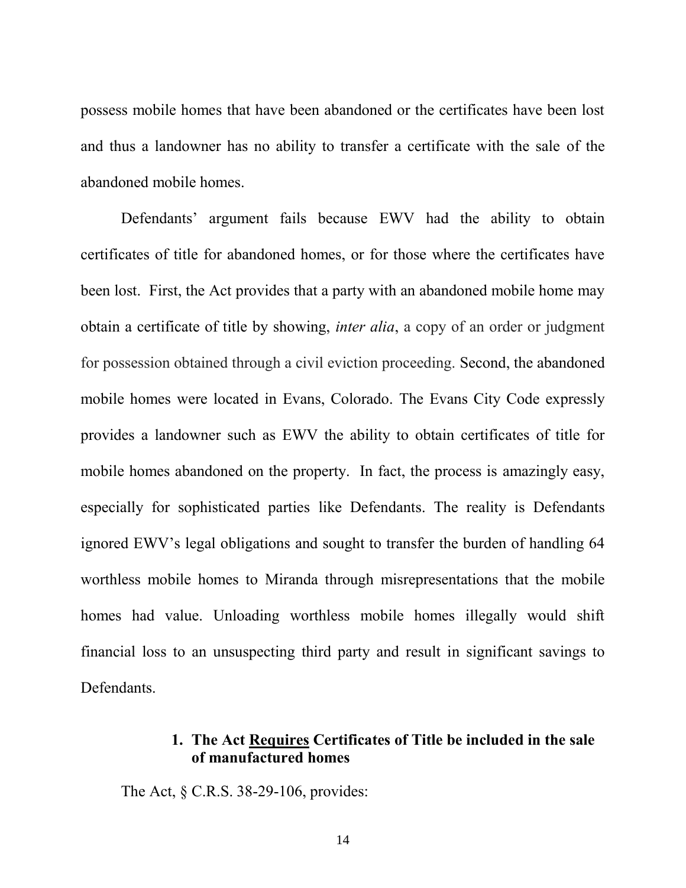possess mobile homes that have been abandoned or the certificates have been lost and thus a landowner has no ability to transfer a certificate with the sale of the abandoned mobile homes.

Defendants' argument fails because EWV had the ability to obtain certificates of title for abandoned homes, or for those where the certificates have been lost. First, the Act provides that a party with an abandoned mobile home may obtain a certificate of title by showing, *inter alia*, a copy of an order or judgment for possession obtained through a civil eviction proceeding. Second, the abandoned mobile homes were located in Evans, Colorado. The Evans City Code expressly provides a landowner such as EWV the ability to obtain certificates of title for mobile homes abandoned on the property. In fact, the process is amazingly easy, especially for sophisticated parties like Defendants. The reality is Defendants ignored EWV's legal obligations and sought to transfer the burden of handling 64 worthless mobile homes to Miranda through misrepresentations that the mobile homes had value. Unloading worthless mobile homes illegally would shift financial loss to an unsuspecting third party and result in significant savings to Defendants.

### 1. The Act <u>Requires</u> Certificates of Title be included in the sale of manufactured homes

The Act, § C.R.S. 38-29-106, provides: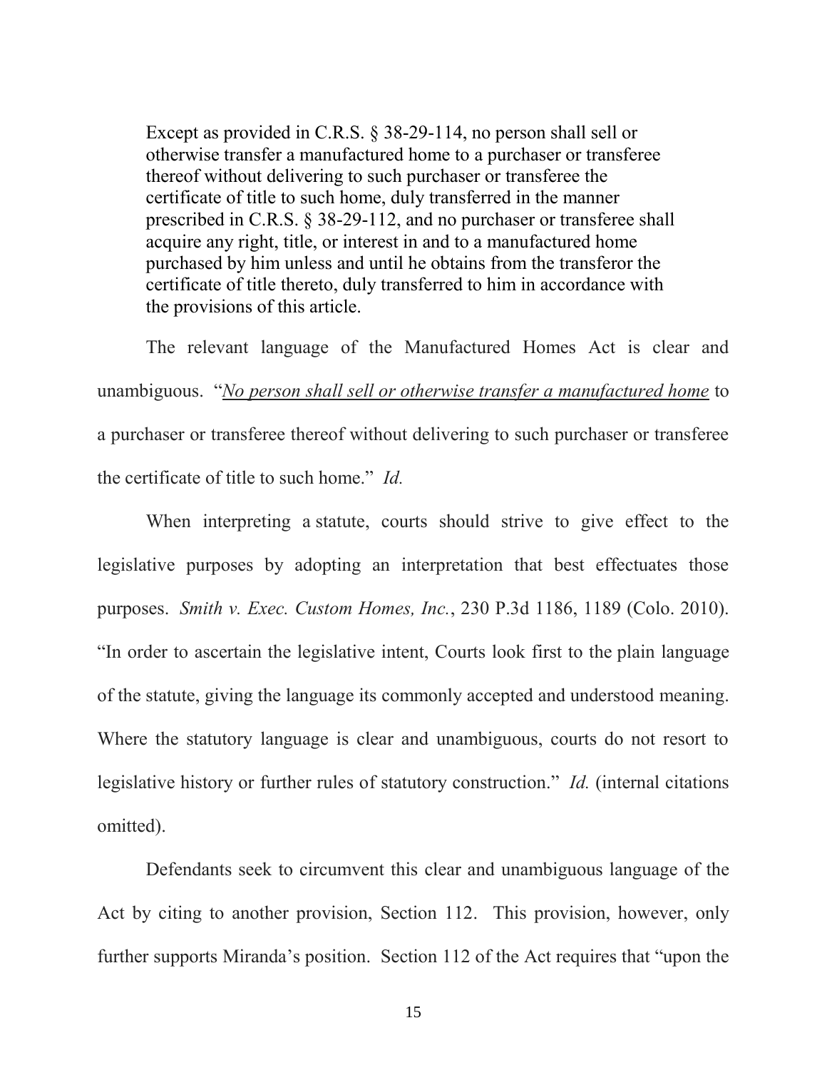> Except as provided in C.R.S. § 38-29-114, no person shall sell or otherwise transfer a manufactured home to a purchaser or transferee thereof without delivering to such purchaser or transferee the certificate of title to such home, duly transferred in the manner prescribed in C.R.S. § 38-29-112, and no purchaser or transferee shall acquire any right, title, or interest in and to a manufactured home purchased by him unless and until he obtains from the transferor the certificate of title thereto, duly transferred to him in accordance with the provisions of this article.

The relevant language of the Manufactured Homes Act is clear and unambiguous. "<u>*No person shall sell or otherwise transfer a manufactured home*</u> to a purchaser or transferee thereof without delivering to such purchaser or transferee the certificate of title to such home." *Id.*

When interpreting a statute, courts should strive to give effect to the legislative purposes by adopting an interpretation that best effectuates those purposes. *Smith v. Exec. Custom Homes, Inc.*, 230 P.3d 1186, 1189 (Colo. 2010). "In order to ascertain the legislative intent, Courts look first to the plain language of the statute, giving the language its commonly accepted and understood meaning. Where the statutory language is clear and unambiguous, courts do not resort to legislative history or further rules of statutory construction." *Id.* (internal citations omitted).

Defendants seek to circumvent this clear and unambiguous language of the Act by citing to another provision, Section 112. This provision, however, only further supports Miranda's position. Section 112 of the Act requires that "upon the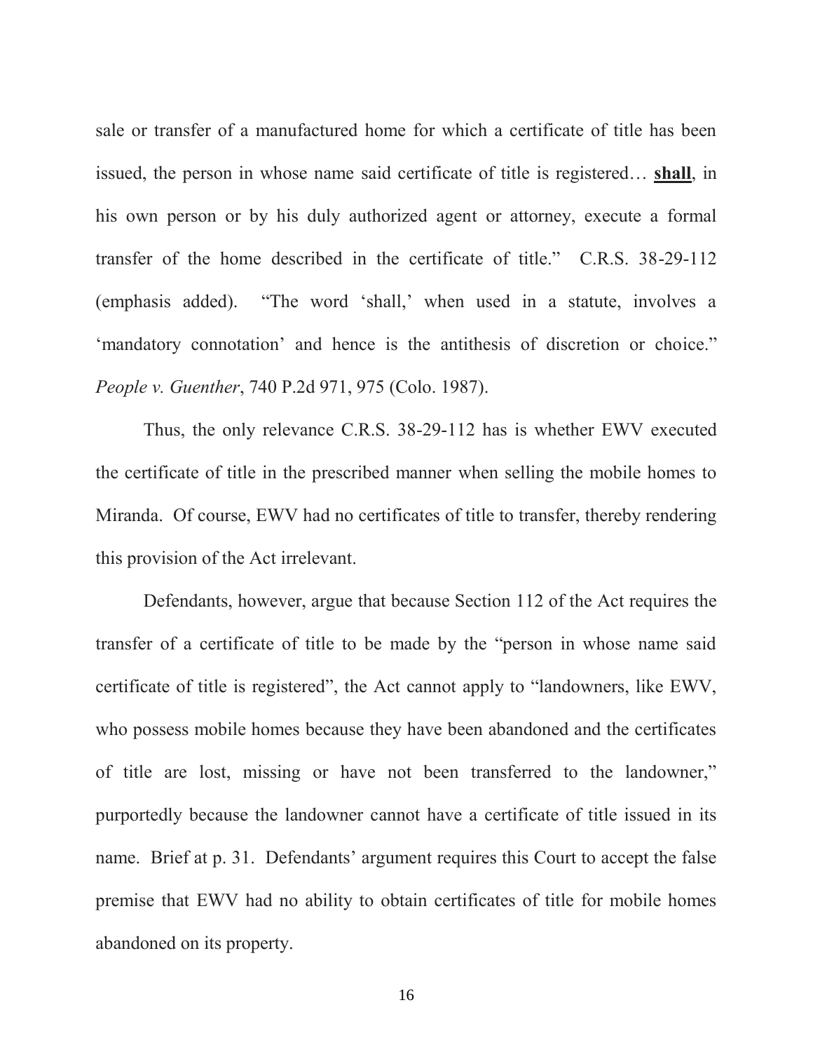sale or transfer of a manufactured home for which a certificate of title has been issued, the person in whose name said certificate of title is registered… <u>**shall**</u>, in his own person or by his duly authorized agent or attorney, execute a formal transfer of the home described in the certificate of title." C.R.S. 38-29-112 (emphasis added). "The word 'shall,' when used in a statute, involves a 'mandatory connotation' and hence is the antithesis of discretion or choice." *People v. Guenther*, 740 P.2d 971, 975 (Colo. 1987).

Thus, the only relevance C.R.S. 38-29-112 has is whether EWV executed the certificate of title in the prescribed manner when selling the mobile homes to Miranda. Of course, EWV had no certificates of title to transfer, thereby rendering this provision of the Act irrelevant.

Defendants, however, argue that because Section 112 of the Act requires the transfer of a certificate of title to be made by the "person in whose name said certificate of title is registered", the Act cannot apply to "landowners, like EWV, who possess mobile homes because they have been abandoned and the certificates of title are lost, missing or have not been transferred to the landowner," purportedly because the landowner cannot have a certificate of title issued in its name. Brief at p. 31. Defendants' argument requires this Court to accept the false premise that EWV had no ability to obtain certificates of title for mobile homes abandoned on its property.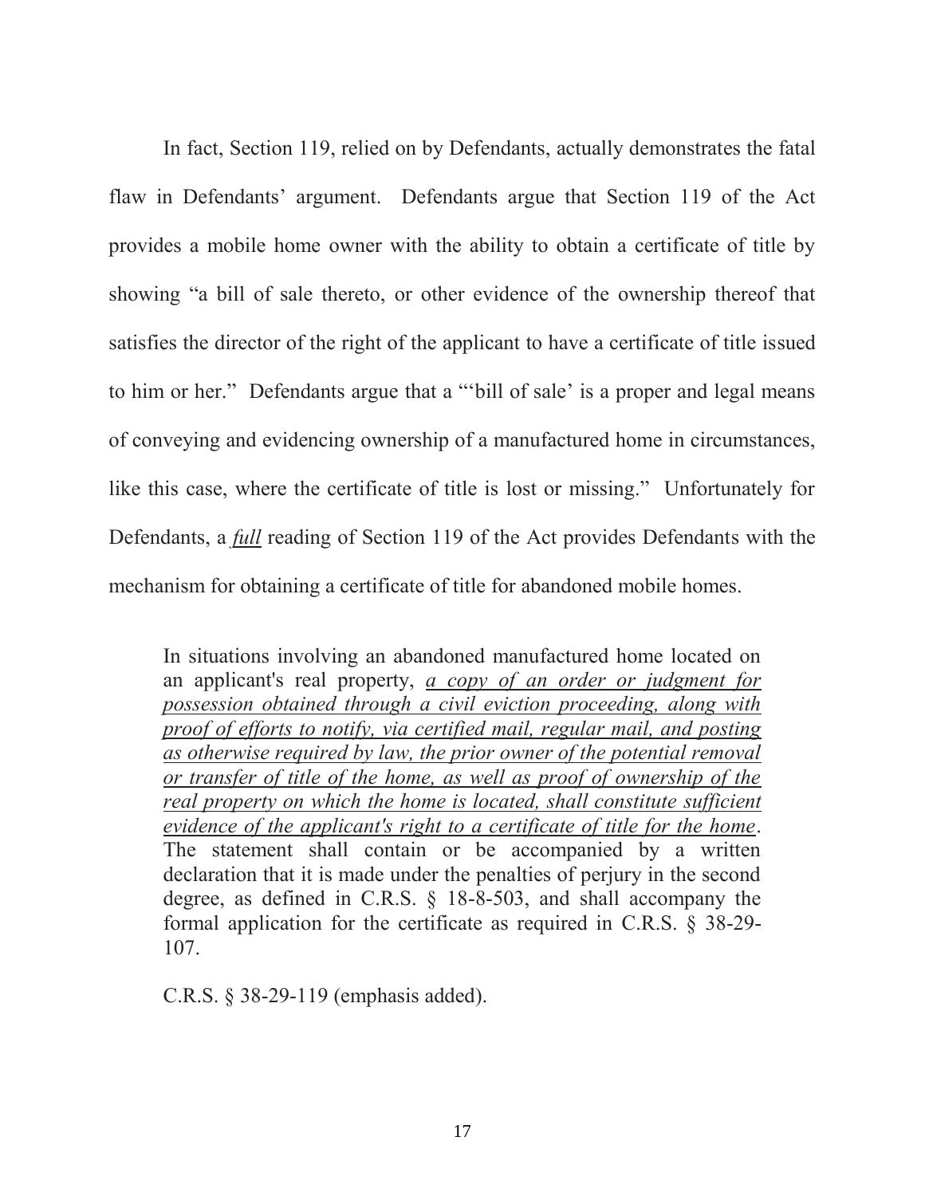In fact, Section 119, relied on by Defendants, actually demonstrates the fatal flaw in Defendants' argument. Defendants argue that Section 119 of the Act provides a mobile home owner with the ability to obtain a certificate of title by showing "a bill of sale thereto, or other evidence of the ownership thereof that satisfies the director of the right of the applicant to have a certificate of title issued to him or her." Defendants argue that a "'bill of sale' is a proper and legal means of conveying and evidencing ownership of a manufactured home in circumstances, like this case, where the certificate of title is lost or missing." Unfortunately for Defendants, a ***full*** reading of Section 119 of the Act provides Defendants with the mechanism for obtaining a certificate of title for abandoned mobile homes.

> In situations involving an abandoned manufactured home located on an applicant's real property, *a copy of an order or judgment for possession obtained through a civil eviction proceeding, along with proof of efforts to notify, via certified mail, regular mail, and posting as otherwise required by law, the prior owner of the potential removal or transfer of title of the home, as well as proof of ownership of the real property on which the home is located, shall constitute sufficient evidence of the applicant's right to a certificate of title for the home*. The statement shall contain or be accompanied by a written declaration that it is made under the penalties of perjury in the second degree, as defined in C.R.S. § 18-8-503, and shall accompany the formal application for the certificate as required in C.R.S. § 38-29-107.
>
> C.R.S. § 38-29-119 (emphasis added).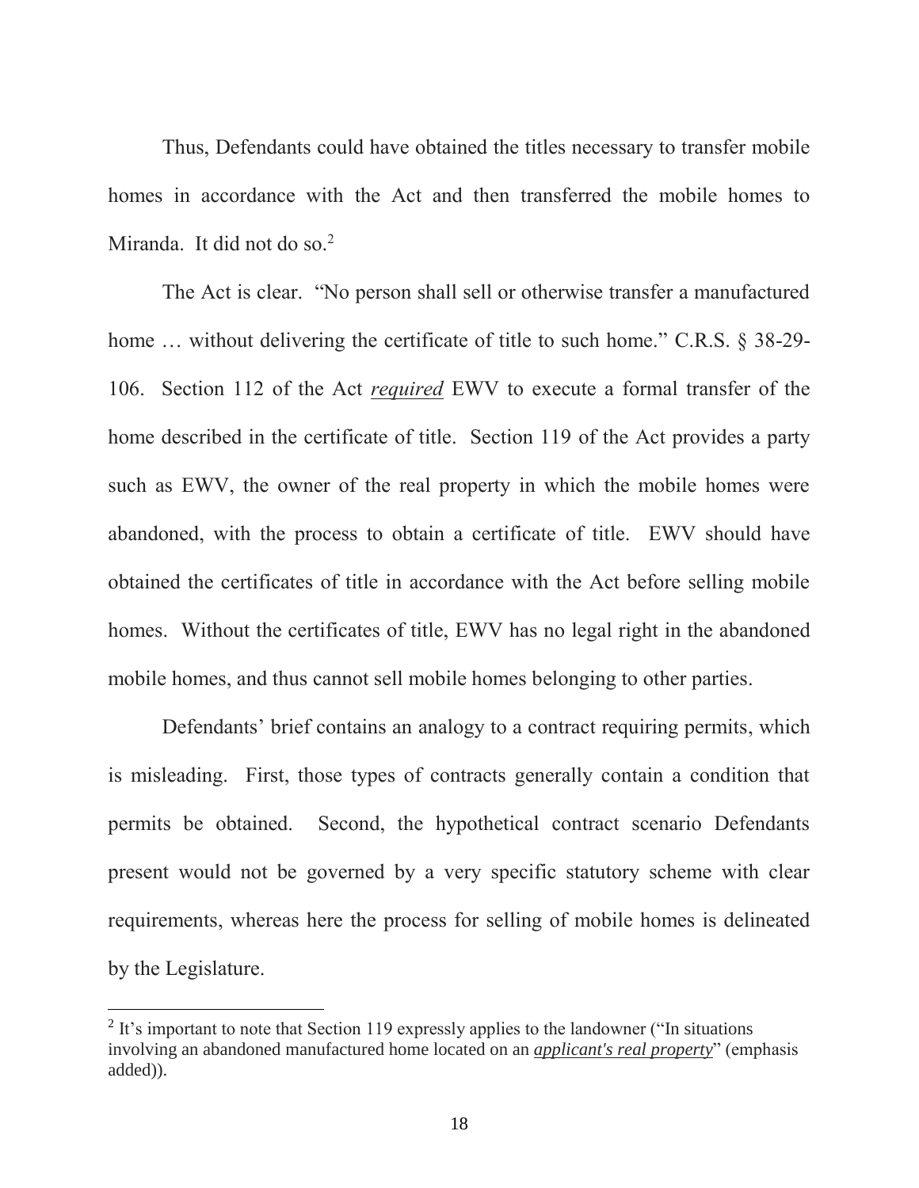Thus, Defendants could have obtained the titles necessary to transfer mobile homes in accordance with the Act and then transferred the mobile homes to Miranda. It did not do so.[2]

The Act is clear. "No person shall sell or otherwise transfer a manufactured home … without delivering the certificate of title to such home." C.R.S. § 38-29-106. Section 112 of the Act ***required*** EWV to execute a formal transfer of the home described in the certificate of title. Section 119 of the Act provides a party such as EWV, the owner of the real property in which the mobile homes were abandoned, with the process to obtain a certificate of title. EWV should have obtained the certificates of title in accordance with the Act before selling mobile homes. Without the certificates of title, EWV has no legal right in the abandoned mobile homes, and thus cannot sell mobile homes belonging to other parties.

Defendants' brief contains an analogy to a contract requiring permits, which is misleading. First, those types of contracts generally contain a condition that permits be obtained. Second, the hypothetical contract scenario Defendants present would not be governed by a very specific statutory scheme with clear requirements, whereas here the process for selling of mobile homes is delineated by the Legislature.

---

[2] It's important to note that Section 119 expressly applies to the landowner ("In situations involving an abandoned manufactured home located on an ***applicant's real property***" (emphasis added)).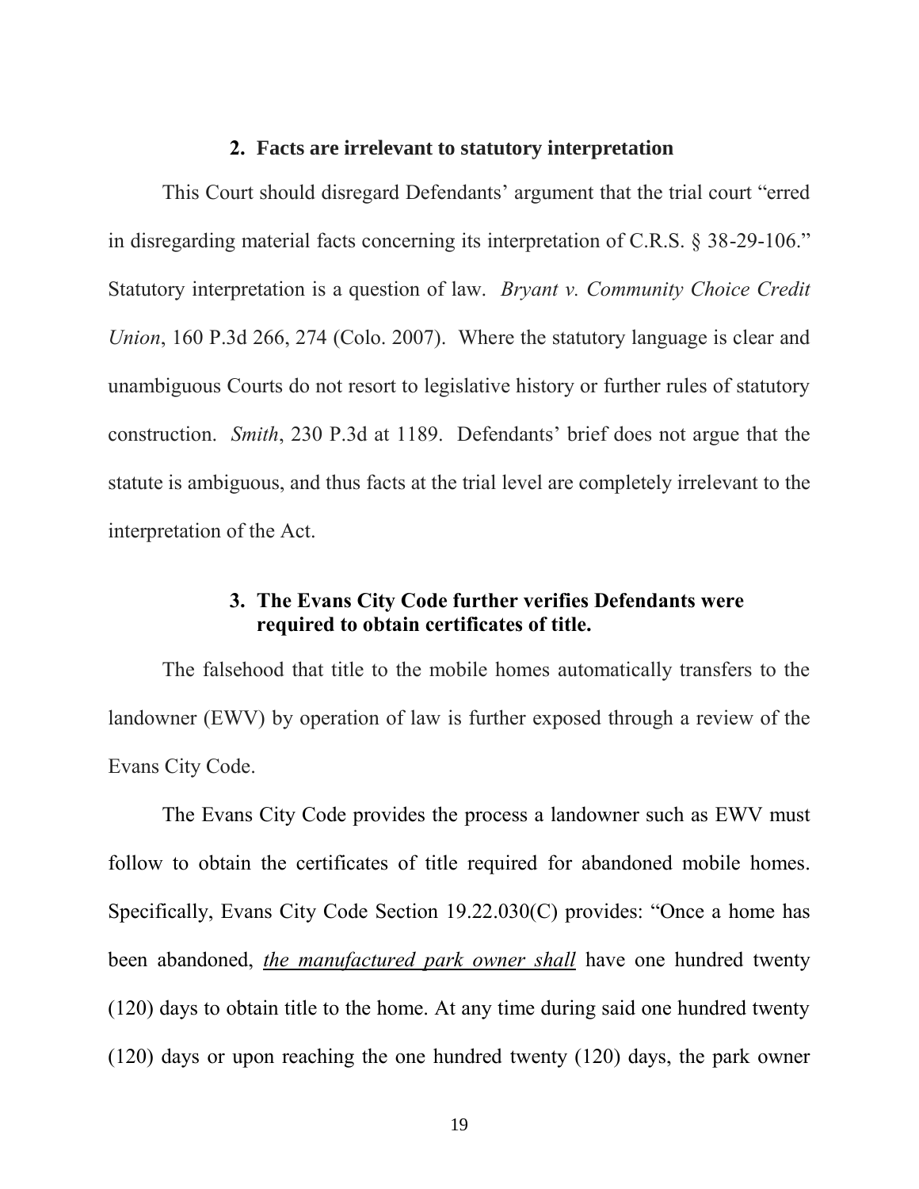### 2. Facts are irrelevant to statutory interpretation

This Court should disregard Defendants' argument that the trial court "erred in disregarding material facts concerning its interpretation of C.R.S. § 38-29-106." Statutory interpretation is a question of law. *Bryant v. Community Choice Credit Union*, 160 P.3d 266, 274 (Colo. 2007). Where the statutory language is clear and unambiguous Courts do not resort to legislative history or further rules of statutory construction. *Smith*, 230 P.3d at 1189. Defendants' brief does not argue that the statute is ambiguous, and thus facts at the trial level are completely irrelevant to the interpretation of the Act.

### 3. The Evans City Code further verifies Defendants were required to obtain certificates of title.

The falsehood that title to the mobile homes automatically transfers to the landowner (EWV) by operation of law is further exposed through a review of the Evans City Code.

The Evans City Code provides the process a landowner such as EWV must follow to obtain the certificates of title required for abandoned mobile homes. Specifically, Evans City Code Section 19.22.030(C) provides: "Once a home has been abandoned, <u>*the manufactured park owner shall*</u> have one hundred twenty (120) days to obtain title to the home. At any time during said one hundred twenty (120) days or upon reaching the one hundred twenty (120) days, the park owner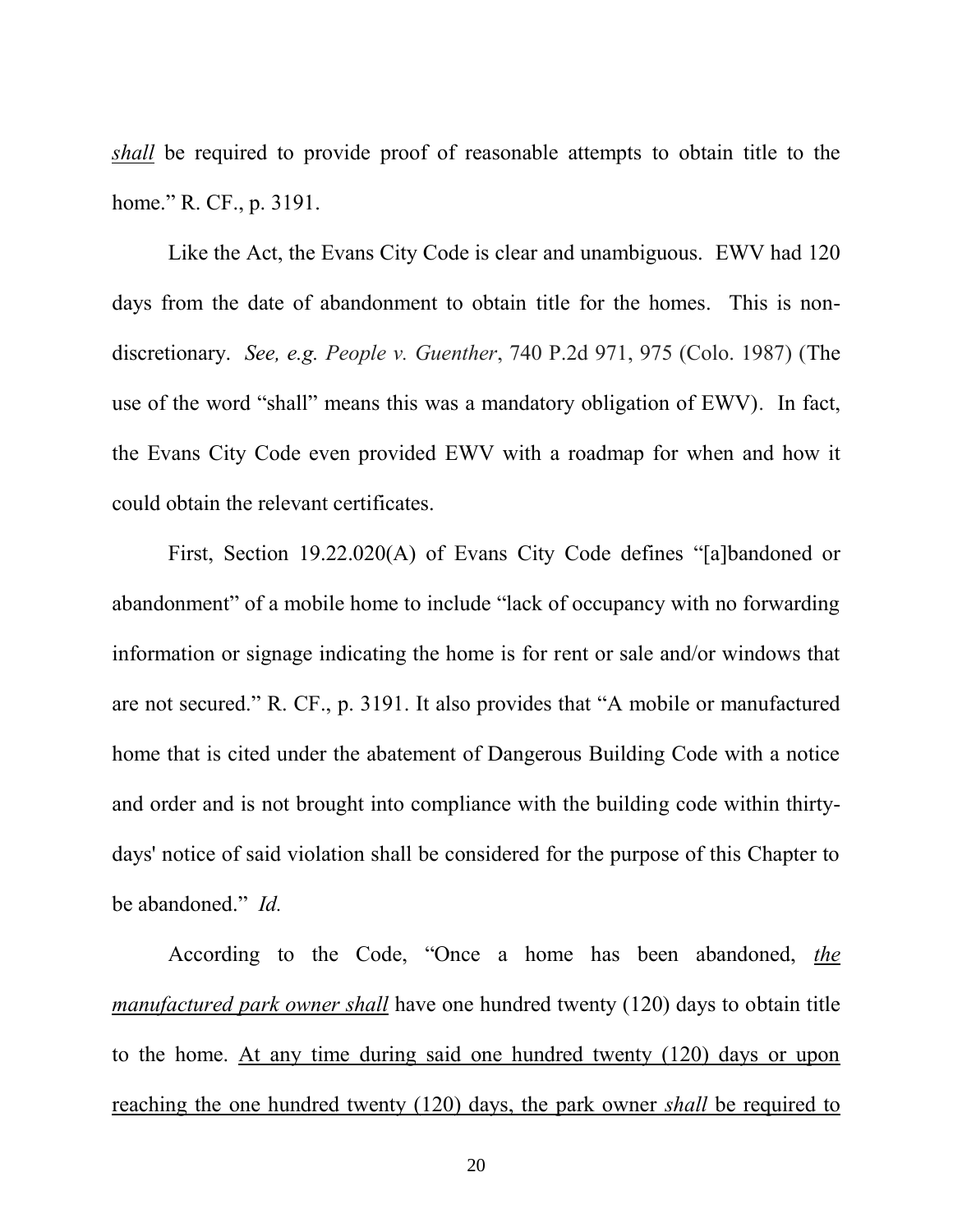*shall* be required to provide proof of reasonable attempts to obtain title to the home." R. CF., p. 3191.

Like the Act, the Evans City Code is clear and unambiguous. EWV had 120 days from the date of abandonment to obtain title for the homes. This is non-discretionary. *See, e.g. People v. Guenther*, 740 P.2d 971, 975 (Colo. 1987) (The use of the word "shall" means this was a mandatory obligation of EWV). In fact, the Evans City Code even provided EWV with a roadmap for when and how it could obtain the relevant certificates.

First, Section 19.22.020(A) of Evans City Code defines "[a]bandoned or abandonment" of a mobile home to include "lack of occupancy with no forwarding information or signage indicating the home is for rent or sale and/or windows that are not secured." R. CF., p. 3191. It also provides that "A mobile or manufactured home that is cited under the abatement of Dangerous Building Code with a notice and order and is not brought into compliance with the building code within thirty-days' notice of said violation shall be considered for the purpose of this Chapter to be abandoned." *Id.*

According to the Code, "Once a home has been abandoned, <u>*the manufactured park owner shall*</u> have one hundred twenty (120) days to obtain title to the home. <u>At any time during said one hundred twenty (120) days or upon reaching the one hundred twenty (120) days, the park owner *shall* be required to</u>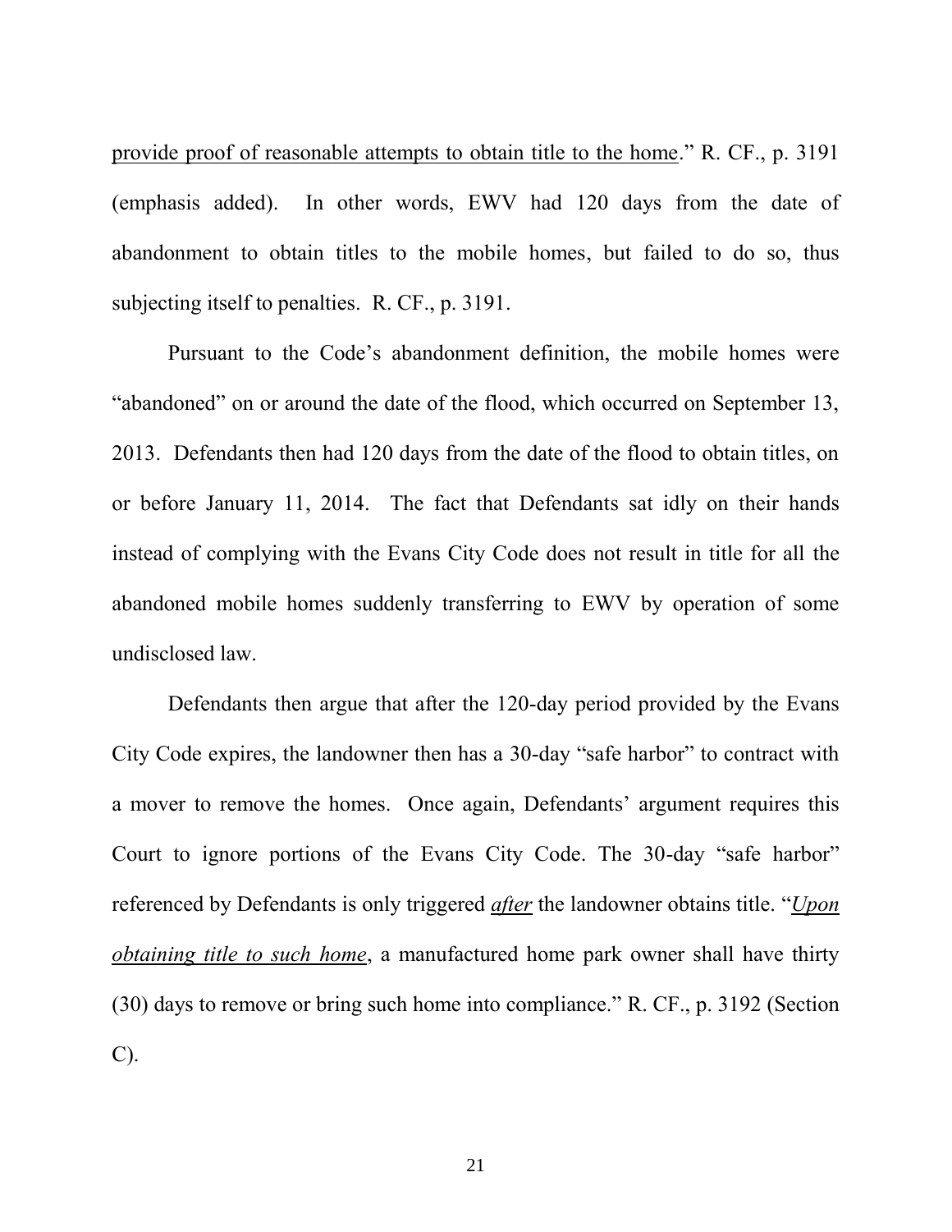provide proof of reasonable attempts to obtain title to the home." R. CF., p. 3191 (emphasis added). In other words, EWV had 120 days from the date of abandonment to obtain titles to the mobile homes, but failed to do so, thus subjecting itself to penalties. R. CF., p. 3191.

Pursuant to the Code's abandonment definition, the mobile homes were "abandoned" on or around the date of the flood, which occurred on September 13, 2013. Defendants then had 120 days from the date of the flood to obtain titles, on or before January 11, 2014. The fact that Defendants sat idly on their hands instead of complying with the Evans City Code does not result in title for all the abandoned mobile homes suddenly transferring to EWV by operation of some undisclosed law.

Defendants then argue that after the 120-day period provided by the Evans City Code expires, the landowner then has a 30-day "safe harbor" to contract with a mover to remove the homes. Once again, Defendants' argument requires this Court to ignore portions of the Evans City Code. The 30-day "safe harbor" referenced by Defendants is only triggered ***after*** the landowner obtains title. "***Upon obtaining title to such home***, a manufactured home park owner shall have thirty (30) days to remove or bring such home into compliance." R. CF., p. 3192 (Section C).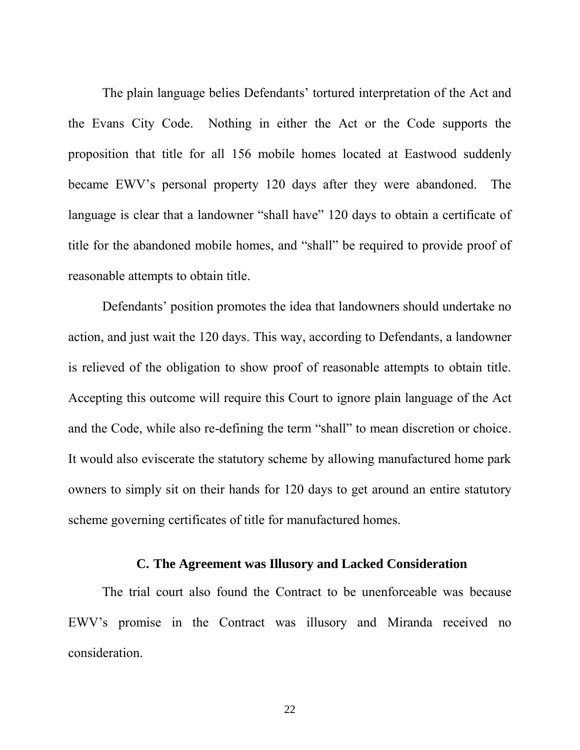The plain language belies Defendants' tortured interpretation of the Act and the Evans City Code. Nothing in either the Act or the Code supports the proposition that title for all 156 mobile homes located at Eastwood suddenly became EWV's personal property 120 days after they were abandoned. The language is clear that a landowner "shall have" 120 days to obtain a certificate of title for the abandoned mobile homes, and "shall" be required to provide proof of reasonable attempts to obtain title.

Defendants' position promotes the idea that landowners should undertake no action, and just wait the 120 days. This way, according to Defendants, a landowner is relieved of the obligation to show proof of reasonable attempts to obtain title. Accepting this outcome will require this Court to ignore plain language of the Act and the Code, while also re-defining the term "shall" to mean discretion or choice. It would also eviscerate the statutory scheme by allowing manufactured home park owners to simply sit on their hands for 120 days to get around an entire statutory scheme governing certificates of title for manufactured homes.

### C. The Agreement was Illusory and Lacked Consideration

The trial court also found the Contract to be unenforceable was because EWV's promise in the Contract was illusory and Miranda received no consideration.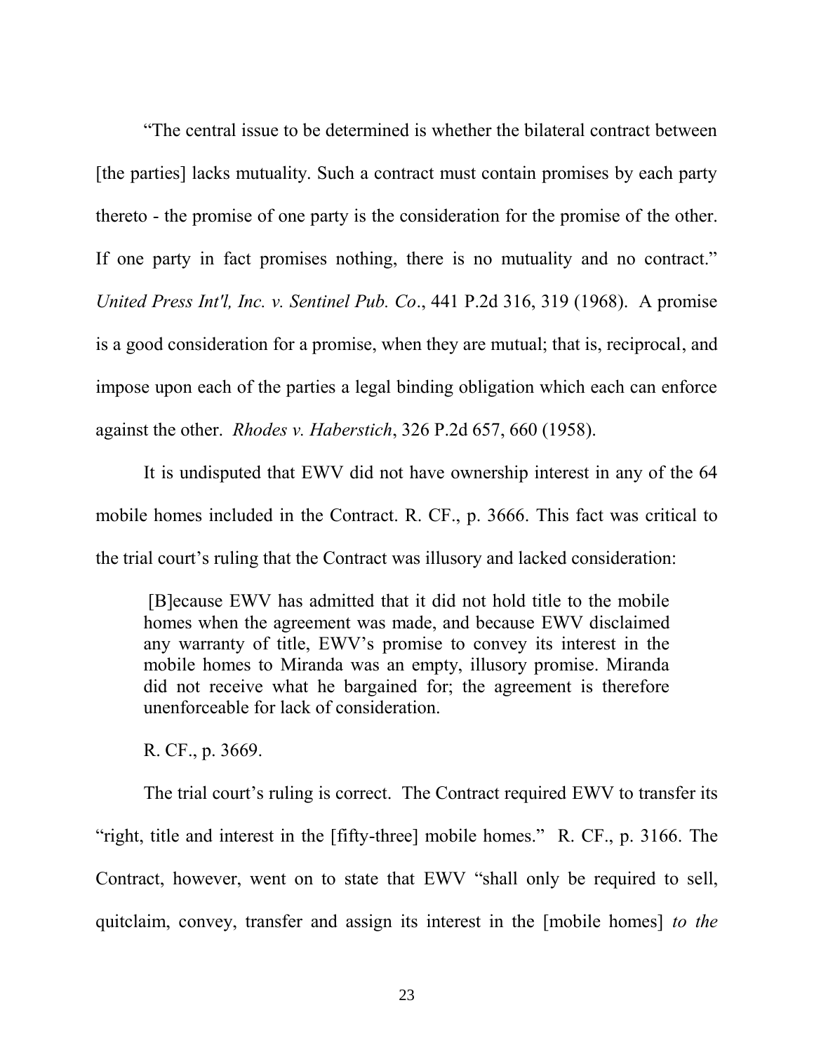"The central issue to be determined is whether the bilateral contract between [the parties] lacks mutuality. Such a contract must contain promises by each party thereto - the promise of one party is the consideration for the promise of the other. If one party in fact promises nothing, there is no mutuality and no contract." *United Press Int'l, Inc. v. Sentinel Pub. Co*., 441 P.2d 316, 319 (1968). A promise is a good consideration for a promise, when they are mutual; that is, reciprocal, and impose upon each of the parties a legal binding obligation which each can enforce against the other. *Rhodes v. Haberstich*, 326 P.2d 657, 660 (1958).

It is undisputed that EWV did not have ownership interest in any of the 64 mobile homes included in the Contract. R. CF., p. 3666. This fact was critical to the trial court's ruling that the Contract was illusory and lacked consideration:

> [B]ecause EWV has admitted that it did not hold title to the mobile homes when the agreement was made, and because EWV disclaimed any warranty of title, EWV's promise to convey its interest in the mobile homes to Miranda was an empty, illusory promise. Miranda did not receive what he bargained for; the agreement is therefore unenforceable for lack of consideration.

R. CF., p. 3669.

The trial court's ruling is correct. The Contract required EWV to transfer its "right, title and interest in the [fifty-three] mobile homes." R. CF., p. 3166. The Contract, however, went on to state that EWV "shall only be required to sell, quitclaim, convey, transfer and assign its interest in the [mobile homes] *to the*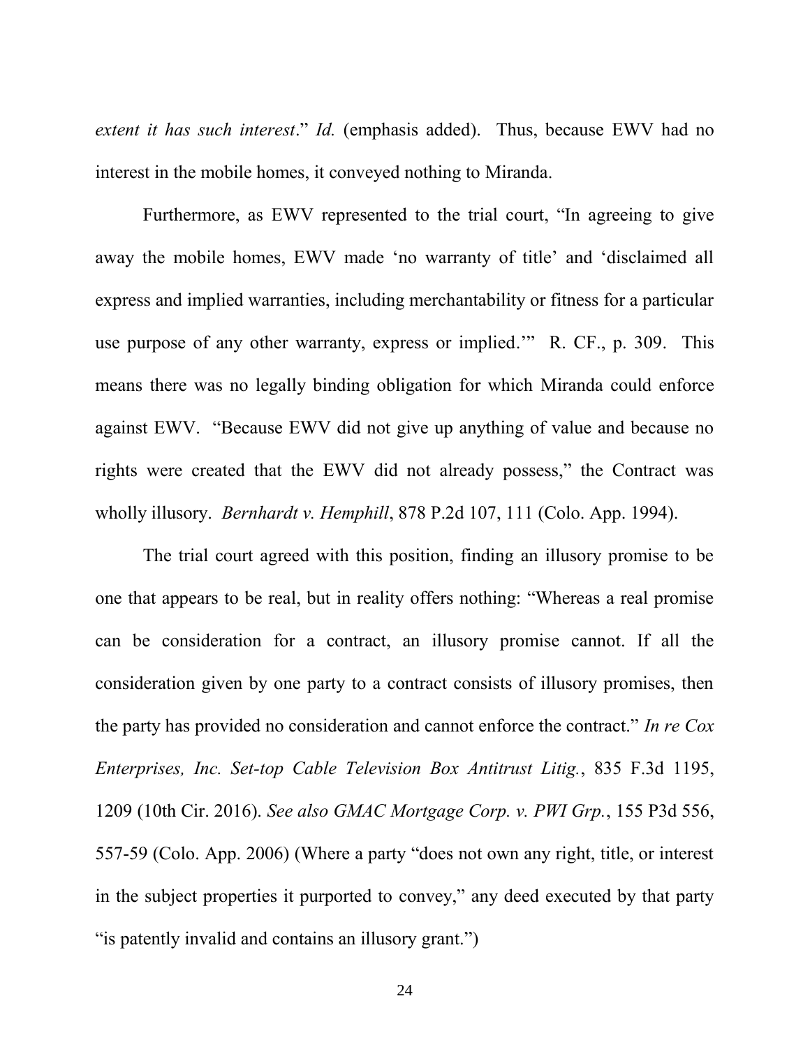*extent it has such interest*." *Id.* (emphasis added). Thus, because EWV had no interest in the mobile homes, it conveyed nothing to Miranda.

Furthermore, as EWV represented to the trial court, "In agreeing to give away the mobile homes, EWV made 'no warranty of title' and 'disclaimed all express and implied warranties, including merchantability or fitness for a particular use purpose of any other warranty, express or implied.'" R. CF., p. 309. This means there was no legally binding obligation for which Miranda could enforce against EWV. "Because EWV did not give up anything of value and because no rights were created that the EWV did not already possess," the Contract was wholly illusory. *Bernhardt v. Hemphill*, 878 P.2d 107, 111 (Colo. App. 1994).

The trial court agreed with this position, finding an illusory promise to be one that appears to be real, but in reality offers nothing: "Whereas a real promise can be consideration for a contract, an illusory promise cannot. If all the consideration given by one party to a contract consists of illusory promises, then the party has provided no consideration and cannot enforce the contract." *In re Cox Enterprises, Inc. Set-top Cable Television Box Antitrust Litig.*, 835 F.3d 1195, 1209 (10th Cir. 2016). *See also GMAC Mortgage Corp. v. PWI Grp.*, 155 P3d 556, 557-59 (Colo. App. 2006) (Where a party "does not own any right, title, or interest in the subject properties it purported to convey," any deed executed by that party "is patently invalid and contains an illusory grant.")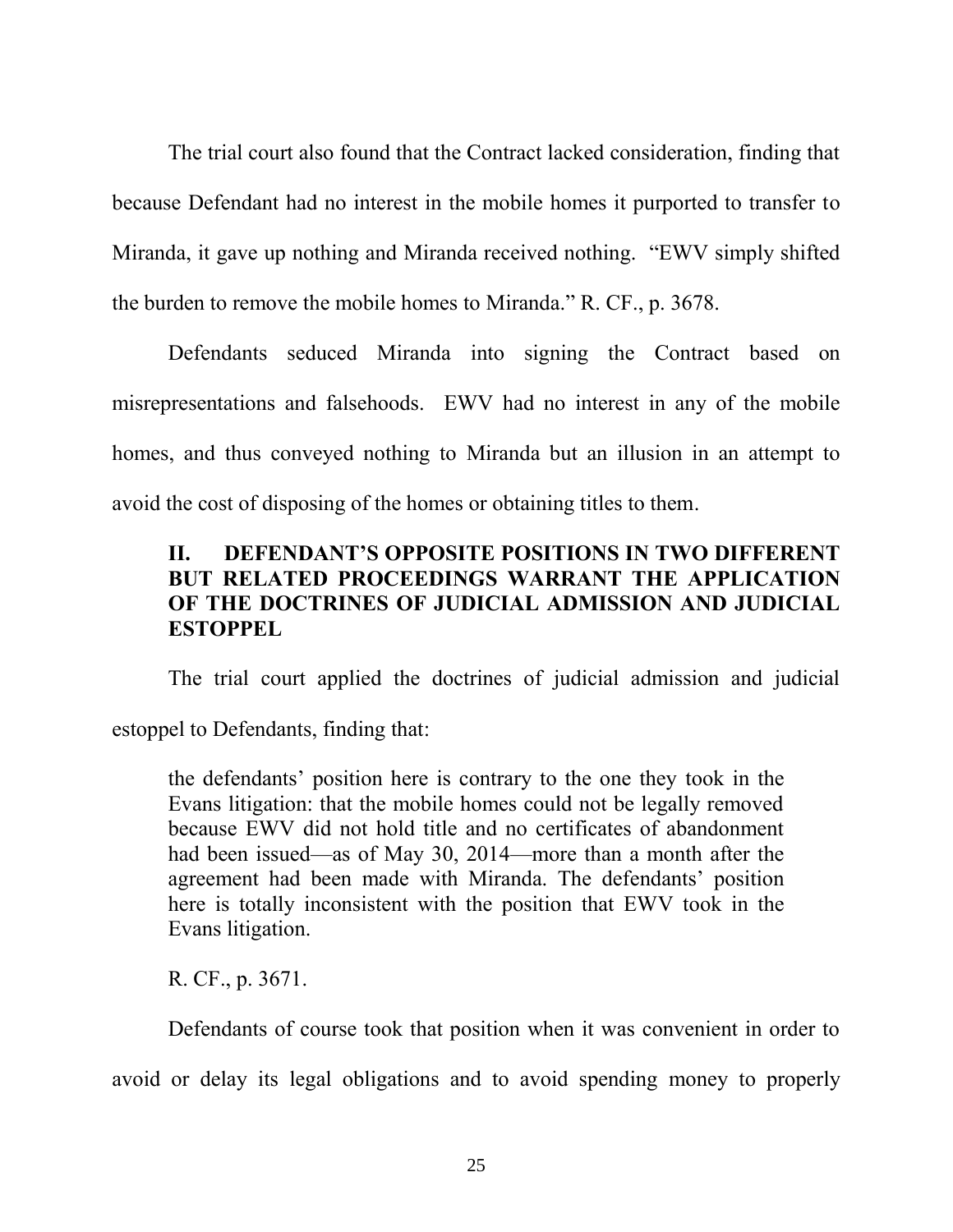The trial court also found that the Contract lacked consideration, finding that because Defendant had no interest in the mobile homes it purported to transfer to Miranda, it gave up nothing and Miranda received nothing. "EWV simply shifted the burden to remove the mobile homes to Miranda." R. CF., p. 3678.

Defendants seduced Miranda into signing the Contract based on misrepresentations and falsehoods. EWV had no interest in any of the mobile homes, and thus conveyed nothing to Miranda but an illusion in an attempt to avoid the cost of disposing of the homes or obtaining titles to them.

## II. DEFENDANT'S OPPOSITE POSITIONS IN TWO DIFFERENT BUT RELATED PROCEEDINGS WARRANT THE APPLICATION OF THE DOCTRINES OF JUDICIAL ADMISSION AND JUDICIAL ESTOPPEL

The trial court applied the doctrines of judicial admission and judicial estoppel to Defendants, finding that:

> the defendants' position here is contrary to the one they took in the Evans litigation: that the mobile homes could not be legally removed because EWV did not hold title and no certificates of abandonment had been issued—as of May 30, 2014—more than a month after the agreement had been made with Miranda. The defendants' position here is totally inconsistent with the position that EWV took in the Evans litigation.
>
> R. CF., p. 3671.

Defendants of course took that position when it was convenient in order to avoid or delay its legal obligations and to avoid spending money to properly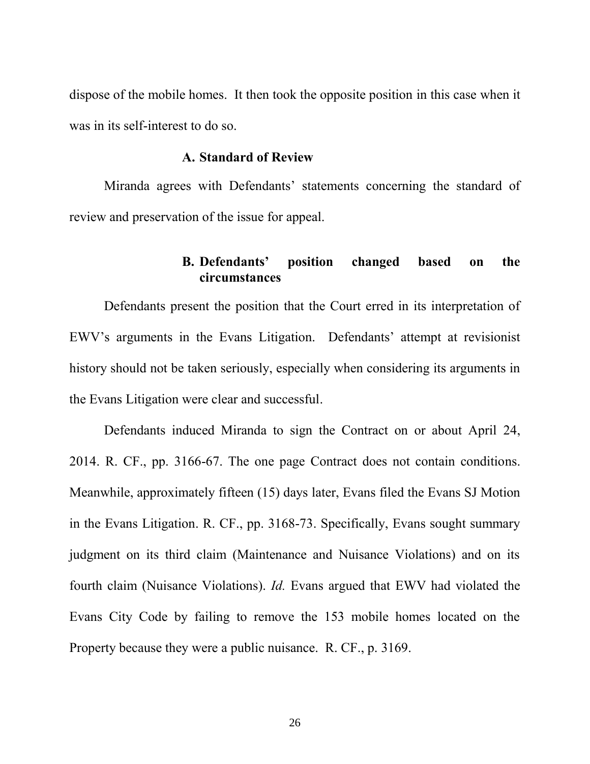dispose of the mobile homes. It then took the opposite position in this case when it was in its self-interest to do so.

### A. Standard of Review

Miranda agrees with Defendants' statements concerning the standard of review and preservation of the issue for appeal.

### B. Defendants' position changed based on the circumstances

Defendants present the position that the Court erred in its interpretation of EWV's arguments in the Evans Litigation. Defendants' attempt at revisionist history should not be taken seriously, especially when considering its arguments in the Evans Litigation were clear and successful.

Defendants induced Miranda to sign the Contract on or about April 24, 2014. R. CF., pp. 3166-67. The one page Contract does not contain conditions. Meanwhile, approximately fifteen (15) days later, Evans filed the Evans SJ Motion in the Evans Litigation. R. CF., pp. 3168-73. Specifically, Evans sought summary judgment on its third claim (Maintenance and Nuisance Violations) and on its fourth claim (Nuisance Violations). *Id.* Evans argued that EWV had violated the Evans City Code by failing to remove the 153 mobile homes located on the Property because they were a public nuisance. R. CF., p. 3169.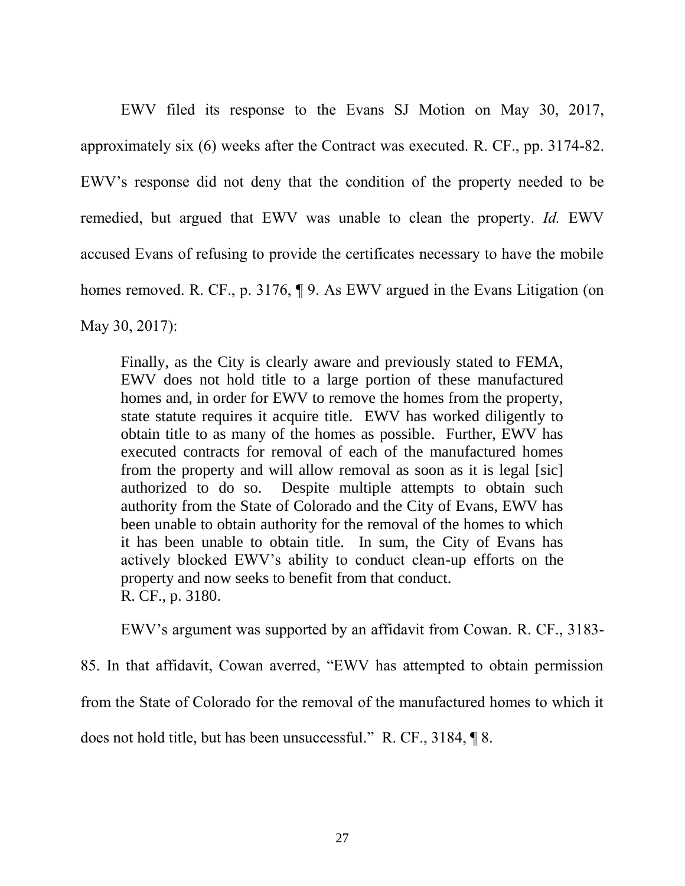EWV filed its response to the Evans SJ Motion on May 30, 2017, approximately six (6) weeks after the Contract was executed. R. CF., pp. 3174-82. EWV's response did not deny that the condition of the property needed to be remedied, but argued that EWV was unable to clean the property. *Id.* EWV accused Evans of refusing to provide the certificates necessary to have the mobile homes removed. R. CF., p. 3176, ¶ 9. As EWV argued in the Evans Litigation (on May 30, 2017):

> Finally, as the City is clearly aware and previously stated to FEMA, EWV does not hold title to a large portion of these manufactured homes and, in order for EWV to remove the homes from the property, state statute requires it acquire title. EWV has worked diligently to obtain title to as many of the homes as possible. Further, EWV has executed contracts for removal of each of the manufactured homes from the property and will allow removal as soon as it is legal [sic] authorized to do so. Despite multiple attempts to obtain such authority from the State of Colorado and the City of Evans, EWV has been unable to obtain authority for the removal of the homes to which it has been unable to obtain title. In sum, the City of Evans has actively blocked EWV's ability to conduct clean-up efforts on the property and now seeks to benefit from that conduct.
> R. CF., p. 3180.

EWV's argument was supported by an affidavit from Cowan. R. CF., 3183-85. In that affidavit, Cowan averred, "EWV has attempted to obtain permission from the State of Colorado for the removal of the manufactured homes to which it does not hold title, but has been unsuccessful." R. CF., 3184, ¶ 8.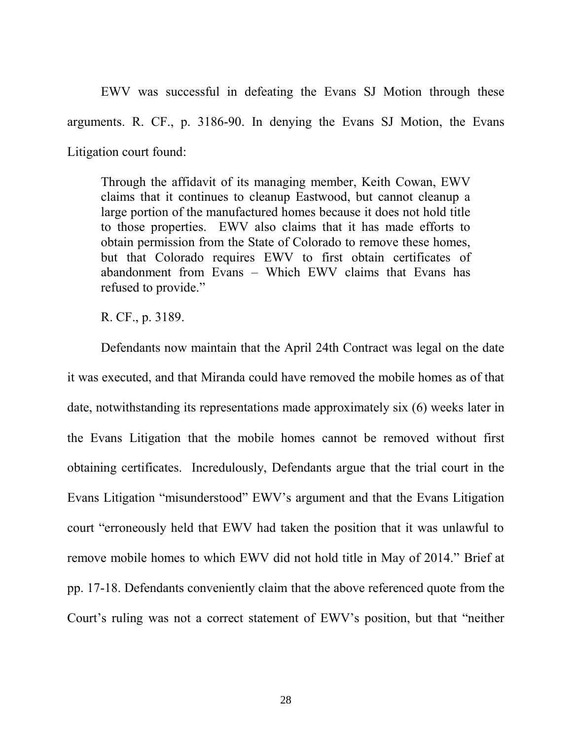EWV was successful in defeating the Evans SJ Motion through these arguments. R. CF., p. 3186-90. In denying the Evans SJ Motion, the Evans Litigation court found:

> Through the affidavit of its managing member, Keith Cowan, EWV claims that it continues to cleanup Eastwood, but cannot cleanup a large portion of the manufactured homes because it does not hold title to those properties. EWV also claims that it has made efforts to obtain permission from the State of Colorado to remove these homes, but that Colorado requires EWV to first obtain certificates of abandonment from Evans – Which EWV claims that Evans has refused to provide."
>
> R. CF., p. 3189.

Defendants now maintain that the April 24th Contract was legal on the date it was executed, and that Miranda could have removed the mobile homes as of that date, notwithstanding its representations made approximately six (6) weeks later in the Evans Litigation that the mobile homes cannot be removed without first obtaining certificates. Incredulously, Defendants argue that the trial court in the Evans Litigation "misunderstood" EWV's argument and that the Evans Litigation court "erroneously held that EWV had taken the position that it was unlawful to remove mobile homes to which EWV did not hold title in May of 2014." Brief at pp. 17-18. Defendants conveniently claim that the above referenced quote from the Court's ruling was not a correct statement of EWV's position, but that "neither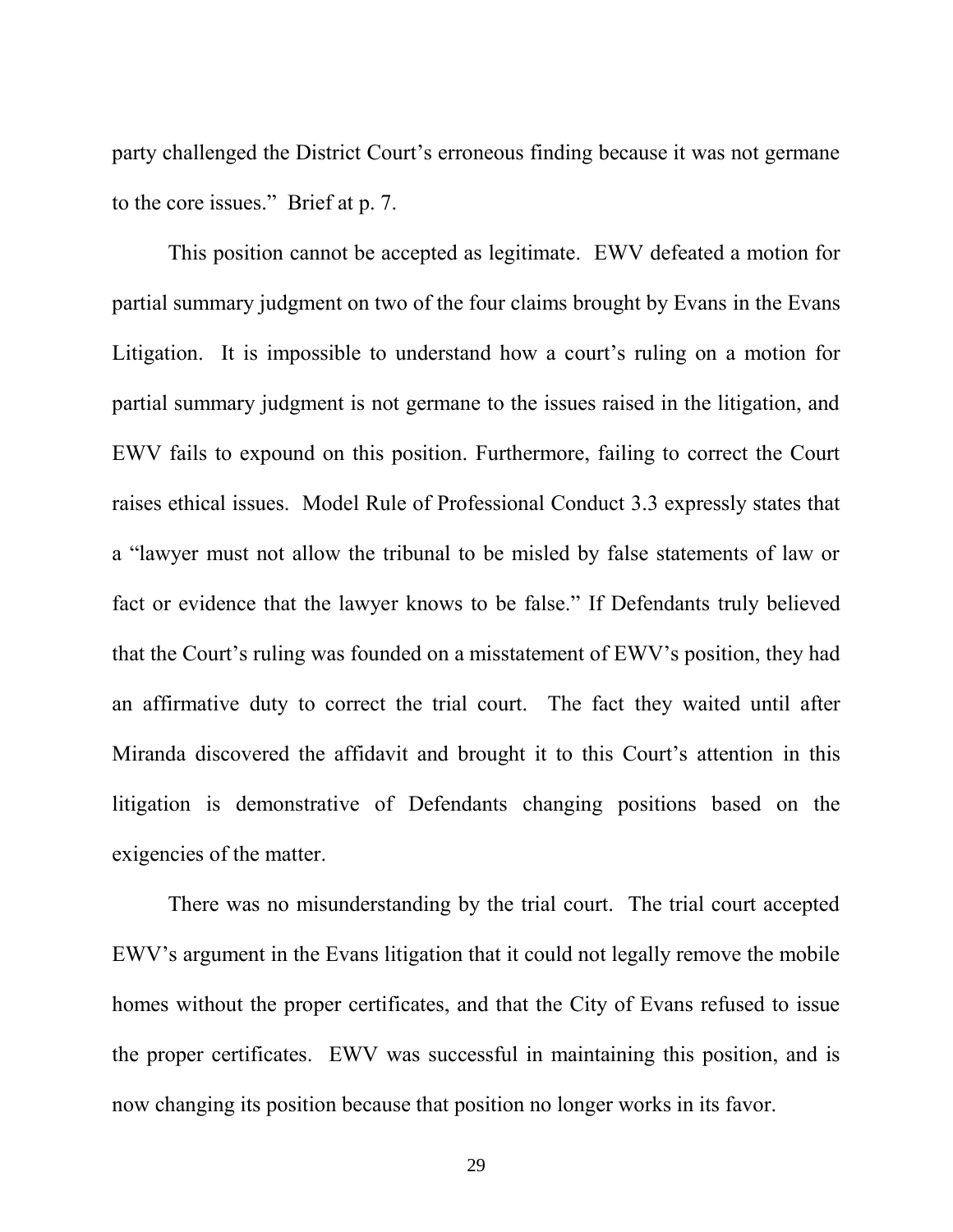party challenged the District Court's erroneous finding because it was not germane to the core issues." Brief at p. 7.

This position cannot be accepted as legitimate. EWV defeated a motion for partial summary judgment on two of the four claims brought by Evans in the Evans Litigation. It is impossible to understand how a court's ruling on a motion for partial summary judgment is not germane to the issues raised in the litigation, and EWV fails to expound on this position. Furthermore, failing to correct the Court raises ethical issues. Model Rule of Professional Conduct 3.3 expressly states that a "lawyer must not allow the tribunal to be misled by false statements of law or fact or evidence that the lawyer knows to be false." If Defendants truly believed that the Court's ruling was founded on a misstatement of EWV's position, they had an affirmative duty to correct the trial court. The fact they waited until after Miranda discovered the affidavit and brought it to this Court's attention in this litigation is demonstrative of Defendants changing positions based on the exigencies of the matter.

There was no misunderstanding by the trial court. The trial court accepted EWV's argument in the Evans litigation that it could not legally remove the mobile homes without the proper certificates, and that the City of Evans refused to issue the proper certificates. EWV was successful in maintaining this position, and is now changing its position because that position no longer works in its favor.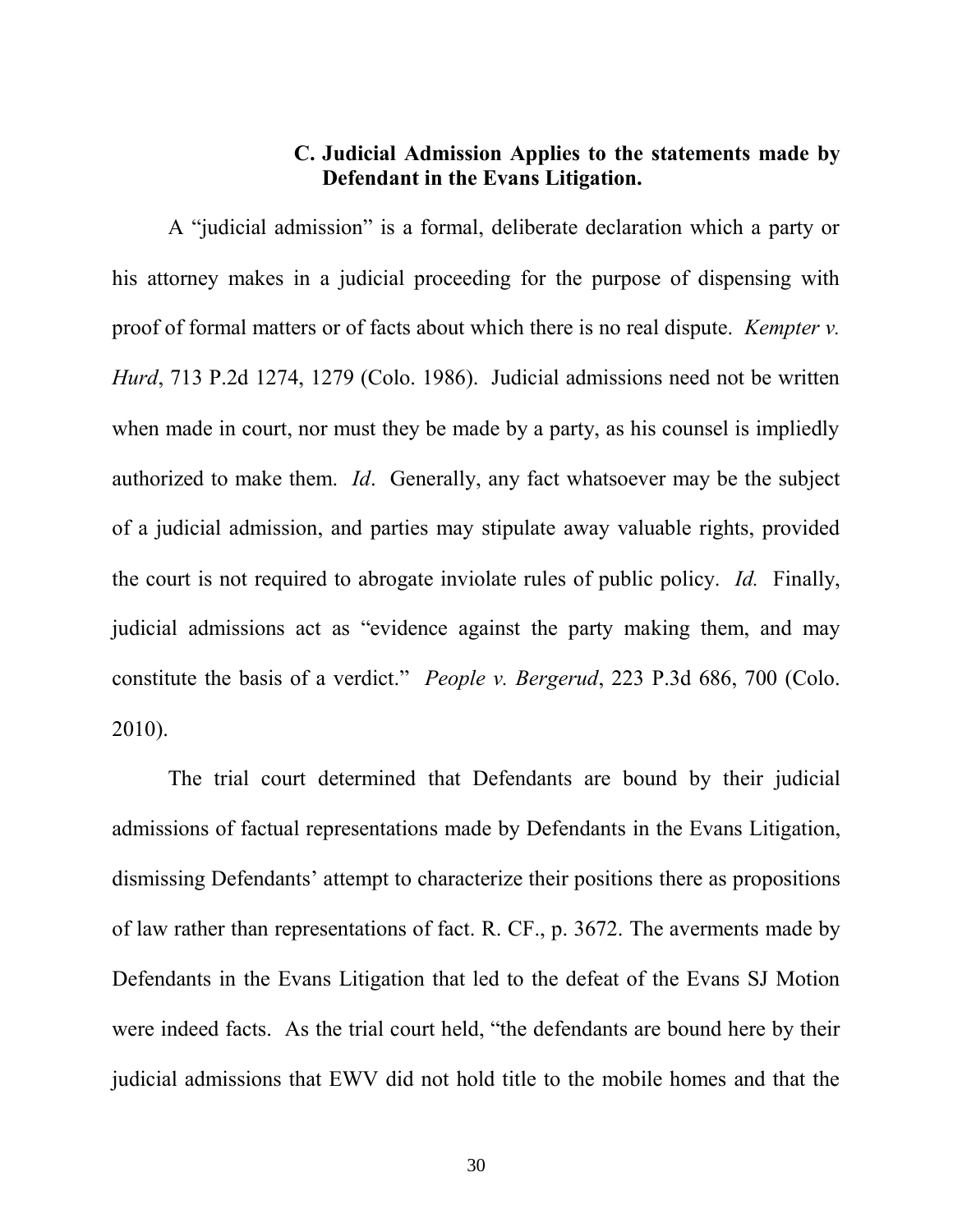### C. Judicial Admission Applies to the statements made by Defendant in the Evans Litigation.

A "judicial admission" is a formal, deliberate declaration which a party or his attorney makes in a judicial proceeding for the purpose of dispensing with proof of formal matters or of facts about which there is no real dispute. *Kempter v. Hurd*, 713 P.2d 1274, 1279 (Colo. 1986). Judicial admissions need not be written when made in court, nor must they be made by a party, as his counsel is impliedly authorized to make them. *Id*. Generally, any fact whatsoever may be the subject of a judicial admission, and parties may stipulate away valuable rights, provided the court is not required to abrogate inviolate rules of public policy. *Id.* Finally, judicial admissions act as "evidence against the party making them, and may constitute the basis of a verdict." *People v. Bergerud*, 223 P.3d 686, 700 (Colo. 2010).

The trial court determined that Defendants are bound by their judicial admissions of factual representations made by Defendants in the Evans Litigation, dismissing Defendants' attempt to characterize their positions there as propositions of law rather than representations of fact. R. CF., p. 3672. The averments made by Defendants in the Evans Litigation that led to the defeat of the Evans SJ Motion were indeed facts. As the trial court held, "the defendants are bound here by their judicial admissions that EWV did not hold title to the mobile homes and that the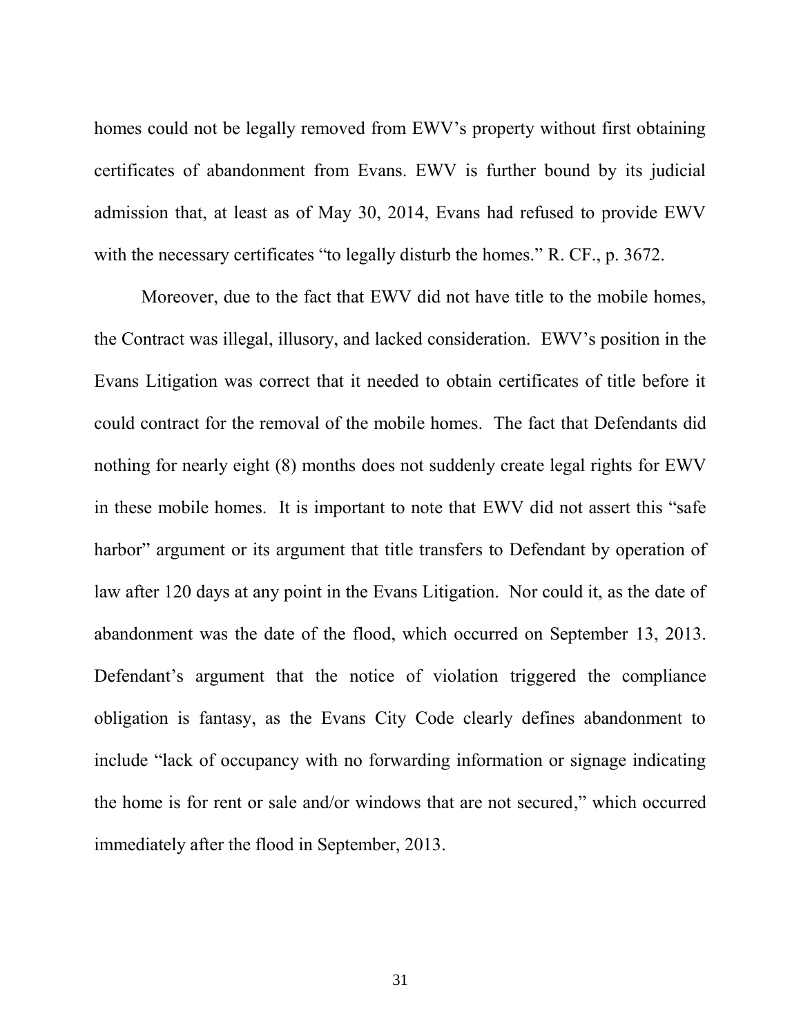homes could not be legally removed from EWV's property without first obtaining certificates of abandonment from Evans. EWV is further bound by its judicial admission that, at least as of May 30, 2014, Evans had refused to provide EWV with the necessary certificates "to legally disturb the homes." R. CF., p. 3672.

Moreover, due to the fact that EWV did not have title to the mobile homes, the Contract was illegal, illusory, and lacked consideration. EWV's position in the Evans Litigation was correct that it needed to obtain certificates of title before it could contract for the removal of the mobile homes. The fact that Defendants did nothing for nearly eight (8) months does not suddenly create legal rights for EWV in these mobile homes. It is important to note that EWV did not assert this "safe harbor" argument or its argument that title transfers to Defendant by operation of law after 120 days at any point in the Evans Litigation. Nor could it, as the date of abandonment was the date of the flood, which occurred on September 13, 2013. Defendant's argument that the notice of violation triggered the compliance obligation is fantasy, as the Evans City Code clearly defines abandonment to include "lack of occupancy with no forwarding information or signage indicating the home is for rent or sale and/or windows that are not secured," which occurred immediately after the flood in September, 2013.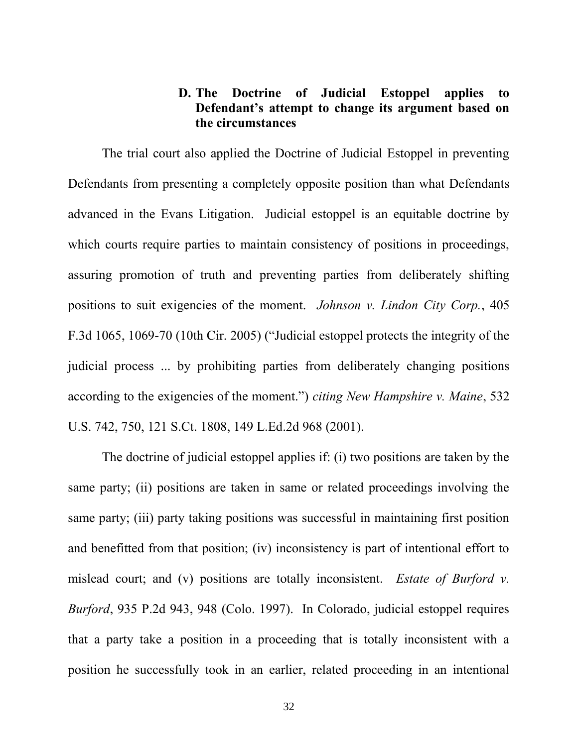### D. The Doctrine of Judicial Estoppel applies to Defendant's attempt to change its argument based on the circumstances

The trial court also applied the Doctrine of Judicial Estoppel in preventing Defendants from presenting a completely opposite position than what Defendants advanced in the Evans Litigation. Judicial estoppel is an equitable doctrine by which courts require parties to maintain consistency of positions in proceedings, assuring promotion of truth and preventing parties from deliberately shifting positions to suit exigencies of the moment. *Johnson v. Lindon City Corp.*, 405 F.3d 1065, 1069-70 (10th Cir. 2005) ("Judicial estoppel protects the integrity of the judicial process ... by prohibiting parties from deliberately changing positions according to the exigencies of the moment.") *citing New Hampshire v. Maine*, 532 U.S. 742, 750, 121 S.Ct. 1808, 149 L.Ed.2d 968 (2001).

The doctrine of judicial estoppel applies if: (i) two positions are taken by the same party; (ii) positions are taken in same or related proceedings involving the same party; (iii) party taking positions was successful in maintaining first position and benefitted from that position; (iv) inconsistency is part of intentional effort to mislead court; and (v) positions are totally inconsistent. *Estate of Burford v. Burford*, 935 P.2d 943, 948 (Colo. 1997). In Colorado, judicial estoppel requires that a party take a position in a proceeding that is totally inconsistent with a position he successfully took in an earlier, related proceeding in an intentional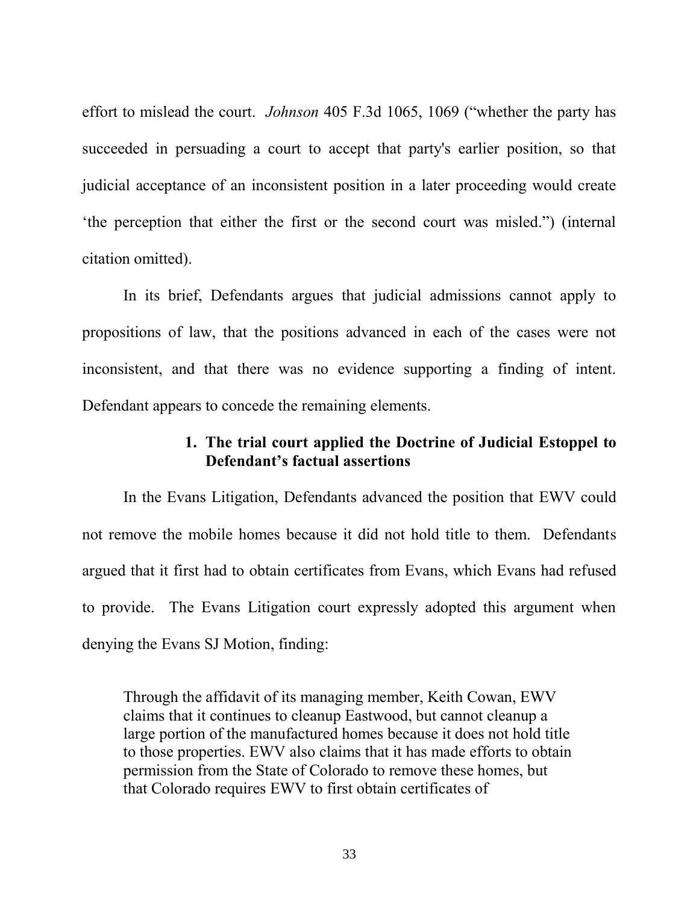effort to mislead the court. *Johnson* 405 F.3d 1065, 1069 ("whether the party has succeeded in persuading a court to accept that party's earlier position, so that judicial acceptance of an inconsistent position in a later proceeding would create 'the perception that either the first or the second court was misled.") (internal citation omitted).

In its brief, Defendants argues that judicial admissions cannot apply to propositions of law, that the positions advanced in each of the cases were not inconsistent, and that there was no evidence supporting a finding of intent. Defendant appears to concede the remaining elements.

**1. The trial court applied the Doctrine of Judicial Estoppel to Defendant's factual assertions**

In the Evans Litigation, Defendants advanced the position that EWV could not remove the mobile homes because it did not hold title to them. Defendants argued that it first had to obtain certificates from Evans, which Evans had refused to provide. The Evans Litigation court expressly adopted this argument when denying the Evans SJ Motion, finding:

> Through the affidavit of its managing member, Keith Cowan, EWV claims that it continues to cleanup Eastwood, but cannot cleanup a large portion of the manufactured homes because it does not hold title to those properties. EWV also claims that it has made efforts to obtain permission from the State of Colorado to remove these homes, but that Colorado requires EWV to first obtain certificates of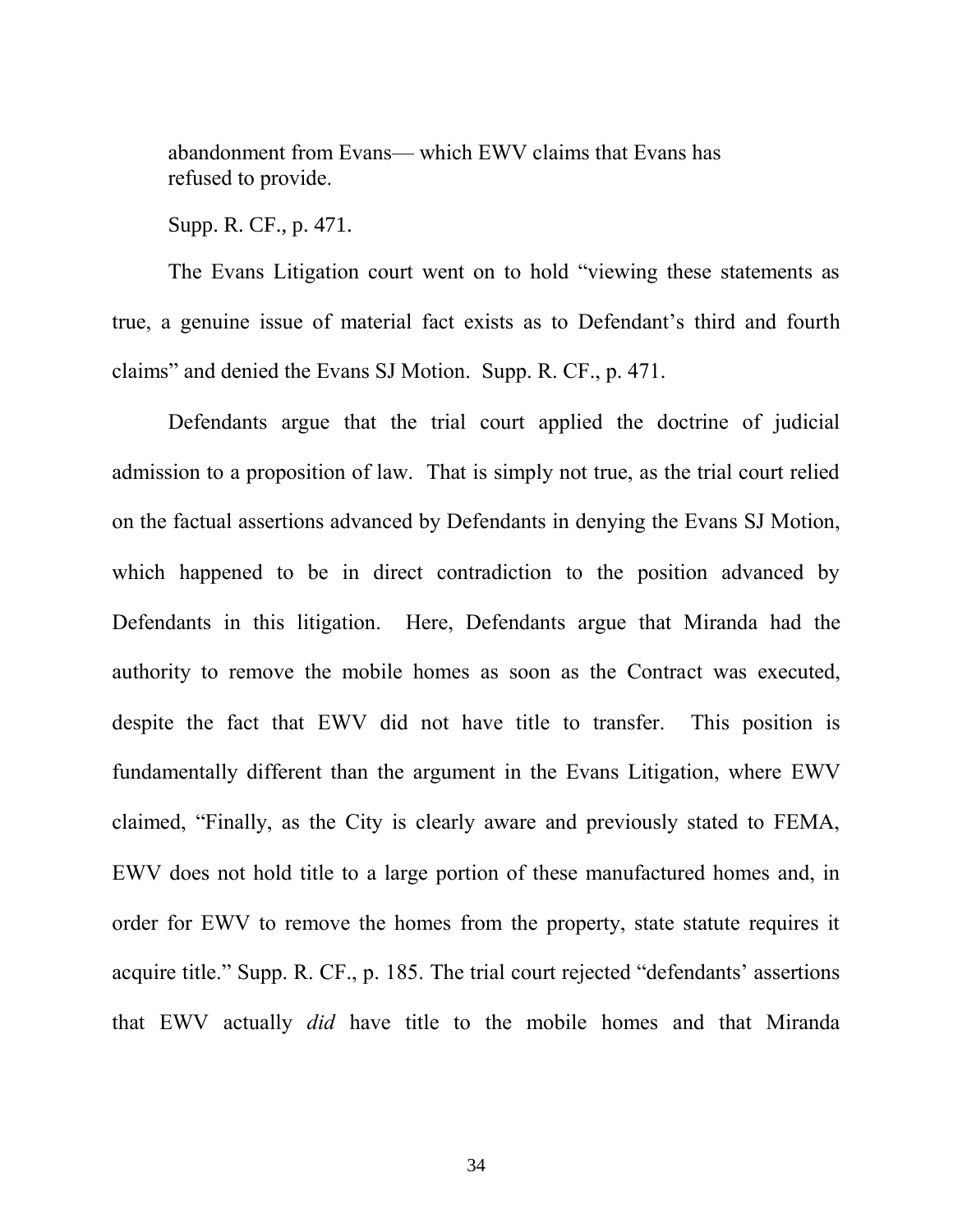> abandonment from Evans— which EWV claims that Evans has refused to provide.
>
> Supp. R. CF., p. 471.

The Evans Litigation court went on to hold "viewing these statements as true, a genuine issue of material fact exists as to Defendant's third and fourth claims" and denied the Evans SJ Motion. Supp. R. CF., p. 471.

Defendants argue that the trial court applied the doctrine of judicial admission to a proposition of law. That is simply not true, as the trial court relied on the factual assertions advanced by Defendants in denying the Evans SJ Motion, which happened to be in direct contradiction to the position advanced by Defendants in this litigation. Here, Defendants argue that Miranda had the authority to remove the mobile homes as soon as the Contract was executed, despite the fact that EWV did not have title to transfer. This position is fundamentally different than the argument in the Evans Litigation, where EWV claimed, "Finally, as the City is clearly aware and previously stated to FEMA, EWV does not hold title to a large portion of these manufactured homes and, in order for EWV to remove the homes from the property, state statute requires it acquire title." Supp. R. CF., p. 185. The trial court rejected "defendants' assertions that EWV actually *did* have title to the mobile homes and that Miranda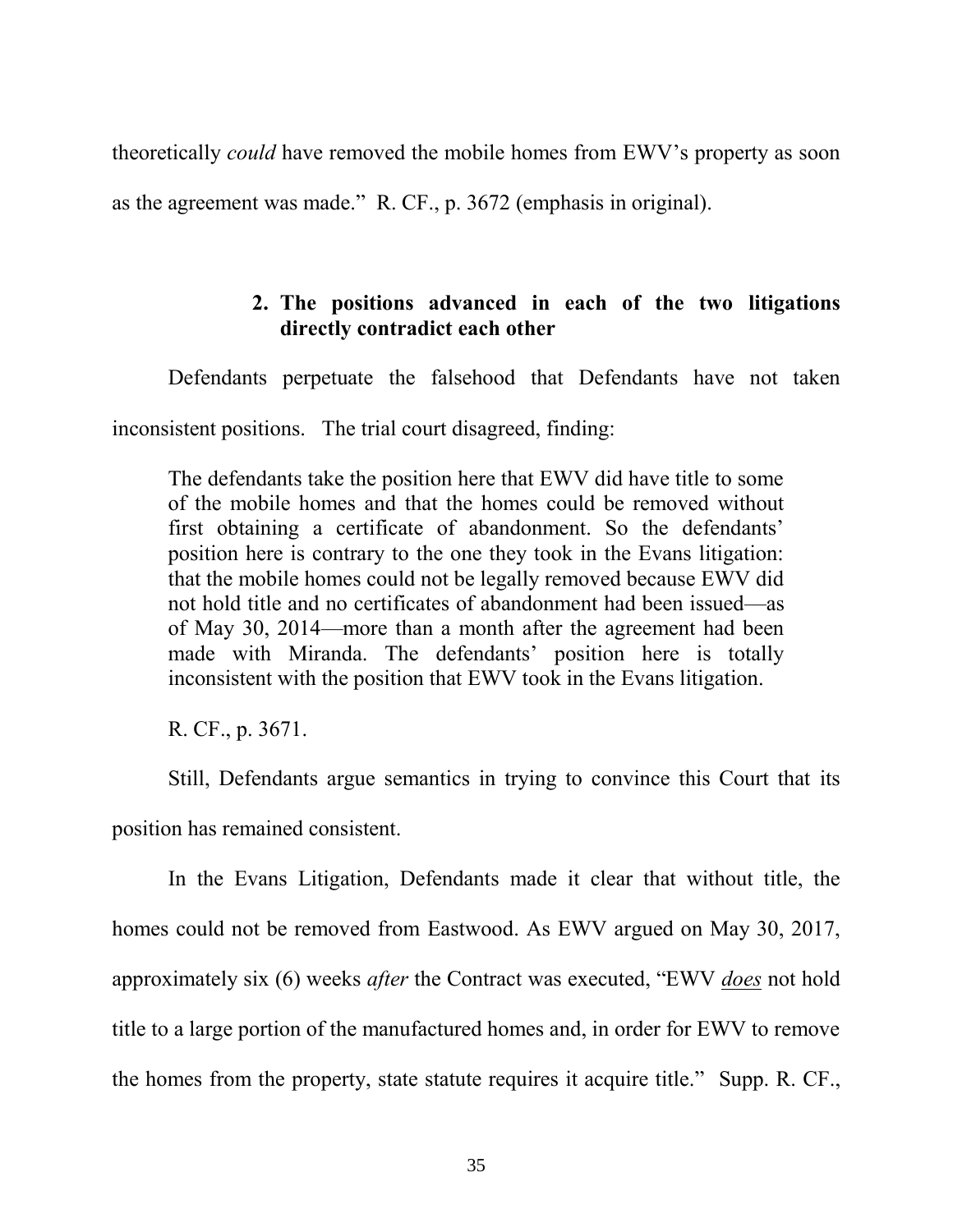theoretically *could* have removed the mobile homes from EWV's property as soon as the agreement was made." R. CF., p. 3672 (emphasis in original).

### 2. The positions advanced in each of the two litigations directly contradict each other

Defendants perpetuate the falsehood that Defendants have not taken inconsistent positions. The trial court disagreed, finding:

> The defendants take the position here that EWV did have title to some of the mobile homes and that the homes could be removed without first obtaining a certificate of abandonment. So the defendants' position here is contrary to the one they took in the Evans litigation: that the mobile homes could not be legally removed because EWV did not hold title and no certificates of abandonment had been issued—as of May 30, 2014—more than a month after the agreement had been made with Miranda. The defendants' position here is totally inconsistent with the position that EWV took in the Evans litigation.
>
> R. CF., p. 3671.

Still, Defendants argue semantics in trying to convince this Court that its position has remained consistent.

In the Evans Litigation, Defendants made it clear that without title, the homes could not be removed from Eastwood. As EWV argued on May 30, 2017, approximately six (6) weeks *after* the Contract was executed, "EWV *<u>does</u>* not hold title to a large portion of the manufactured homes and, in order for EWV to remove the homes from the property, state statute requires it acquire title." Supp. R. CF.,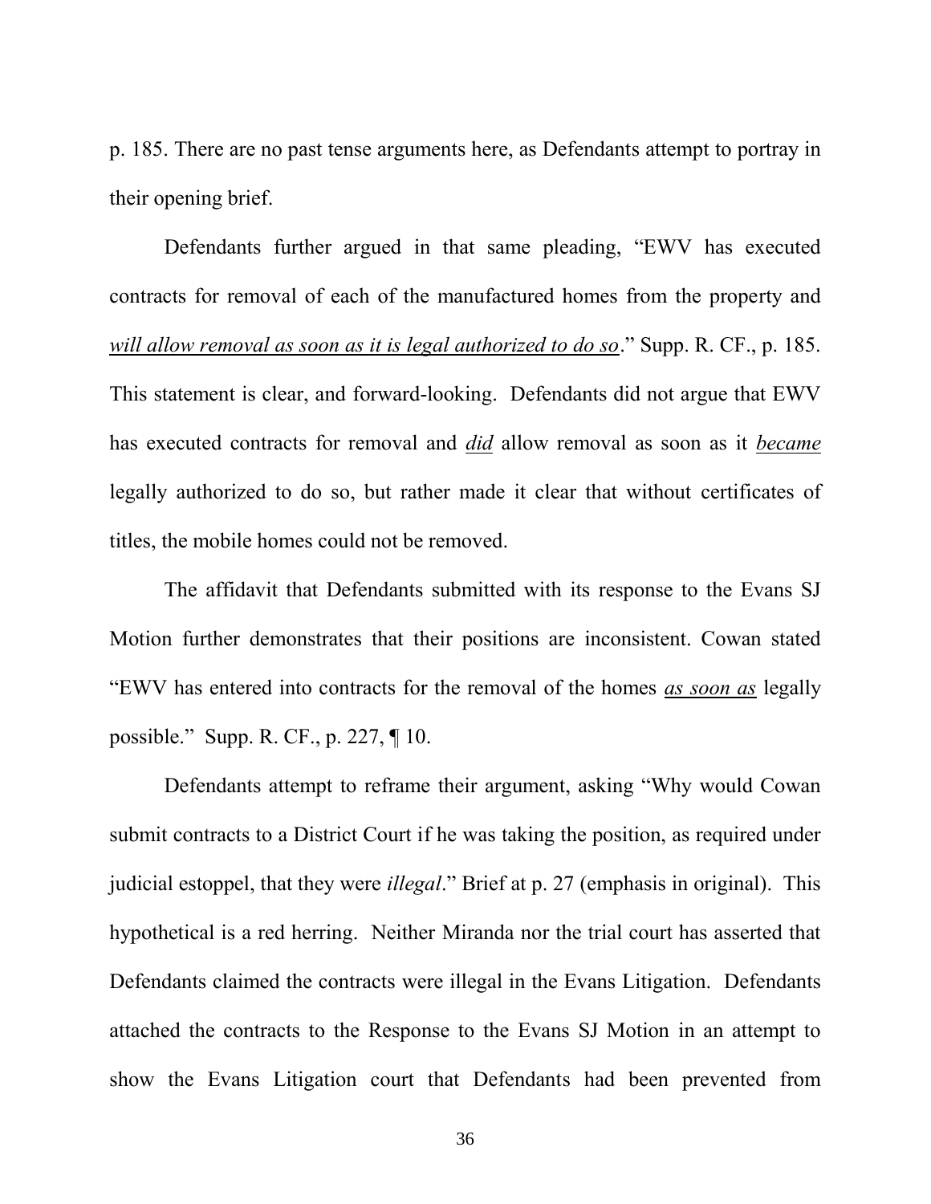p. 185. There are no past tense arguments here, as Defendants attempt to portray in their opening brief.

Defendants further argued in that same pleading, "EWV has executed contracts for removal of each of the manufactured homes from the property and *will allow removal as soon as it is legal authorized to do so*." Supp. R. CF., p. 185. This statement is clear, and forward-looking. Defendants did not argue that EWV has executed contracts for removal and *did* allow removal as soon as it *became* legally authorized to do so, but rather made it clear that without certificates of titles, the mobile homes could not be removed.

The affidavit that Defendants submitted with its response to the Evans SJ Motion further demonstrates that their positions are inconsistent. Cowan stated "EWV has entered into contracts for the removal of the homes *as soon as* legally possible." Supp. R. CF., p. 227, ¶ 10.

Defendants attempt to reframe their argument, asking "Why would Cowan submit contracts to a District Court if he was taking the position, as required under judicial estoppel, that they were *illegal*." Brief at p. 27 (emphasis in original). This hypothetical is a red herring. Neither Miranda nor the trial court has asserted that Defendants claimed the contracts were illegal in the Evans Litigation. Defendants attached the contracts to the Response to the Evans SJ Motion in an attempt to show the Evans Litigation court that Defendants had been prevented from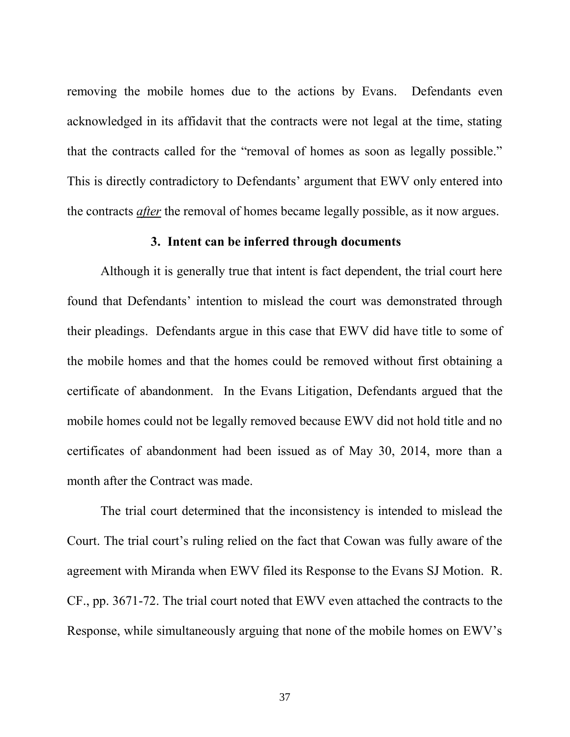removing the mobile homes due to the actions by Evans. Defendants even acknowledged in its affidavit that the contracts were not legal at the time, stating that the contracts called for the "removal of homes as soon as legally possible." This is directly contradictory to Defendants' argument that EWV only entered into the contracts ***after*** the removal of homes became legally possible, as it now argues.

### 3. Intent can be inferred through documents

Although it is generally true that intent is fact dependent, the trial court here found that Defendants' intention to mislead the court was demonstrated through their pleadings. Defendants argue in this case that EWV did have title to some of the mobile homes and that the homes could be removed without first obtaining a certificate of abandonment. In the Evans Litigation, Defendants argued that the mobile homes could not be legally removed because EWV did not hold title and no certificates of abandonment had been issued as of May 30, 2014, more than a month after the Contract was made.

The trial court determined that the inconsistency is intended to mislead the Court. The trial court's ruling relied on the fact that Cowan was fully aware of the agreement with Miranda when EWV filed its Response to the Evans SJ Motion. R. CF., pp. 3671-72. The trial court noted that EWV even attached the contracts to the Response, while simultaneously arguing that none of the mobile homes on EWV's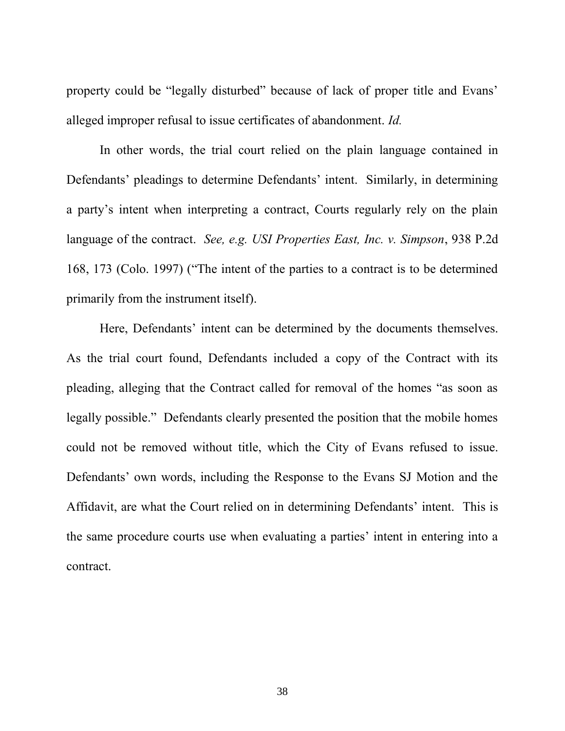property could be "legally disturbed" because of lack of proper title and Evans' alleged improper refusal to issue certificates of abandonment. *Id.*

In other words, the trial court relied on the plain language contained in Defendants' pleadings to determine Defendants' intent. Similarly, in determining a party's intent when interpreting a contract, Courts regularly rely on the plain language of the contract. *See, e.g. USI Properties East, Inc. v. Simpson*, 938 P.2d 168, 173 (Colo. 1997) ("The intent of the parties to a contract is to be determined primarily from the instrument itself).

Here, Defendants' intent can be determined by the documents themselves. As the trial court found, Defendants included a copy of the Contract with its pleading, alleging that the Contract called for removal of the homes "as soon as legally possible." Defendants clearly presented the position that the mobile homes could not be removed without title, which the City of Evans refused to issue. Defendants' own words, including the Response to the Evans SJ Motion and the Affidavit, are what the Court relied on in determining Defendants' intent. This is the same procedure courts use when evaluating a parties' intent in entering into a contract.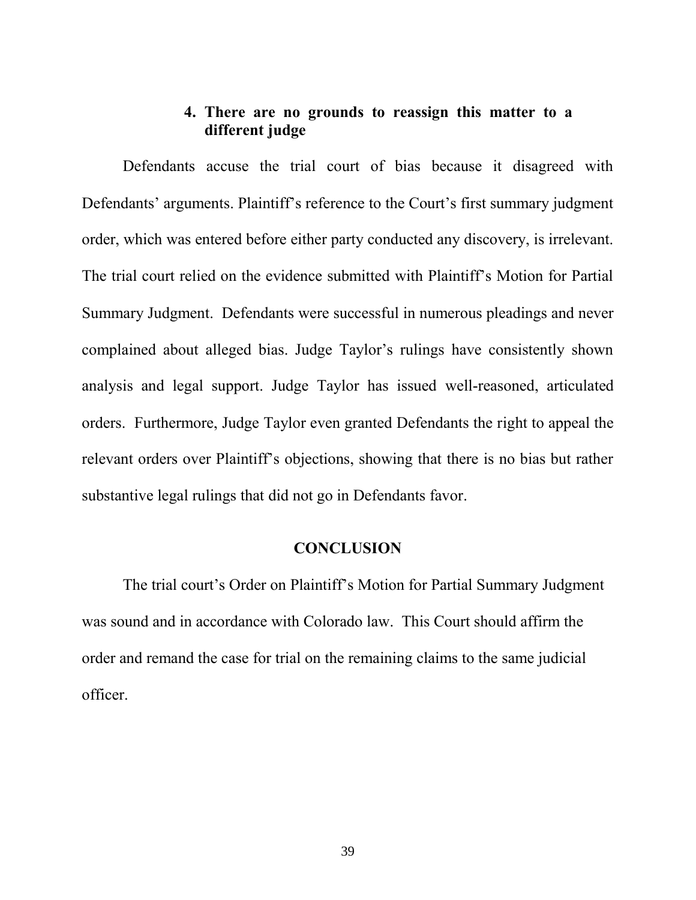### 4. There are no grounds to reassign this matter to a different judge

Defendants accuse the trial court of bias because it disagreed with Defendants' arguments. Plaintiff's reference to the Court's first summary judgment order, which was entered before either party conducted any discovery, is irrelevant. The trial court relied on the evidence submitted with Plaintiff's Motion for Partial Summary Judgment. Defendants were successful in numerous pleadings and never complained about alleged bias. Judge Taylor's rulings have consistently shown analysis and legal support. Judge Taylor has issued well-reasoned, articulated orders. Furthermore, Judge Taylor even granted Defendants the right to appeal the relevant orders over Plaintiff's objections, showing that there is no bias but rather substantive legal rulings that did not go in Defendants favor.

## CONCLUSION

The trial court's Order on Plaintiff's Motion for Partial Summary Judgment was sound and in accordance with Colorado law. This Court should affirm the order and remand the case for trial on the remaining claims to the same judicial officer.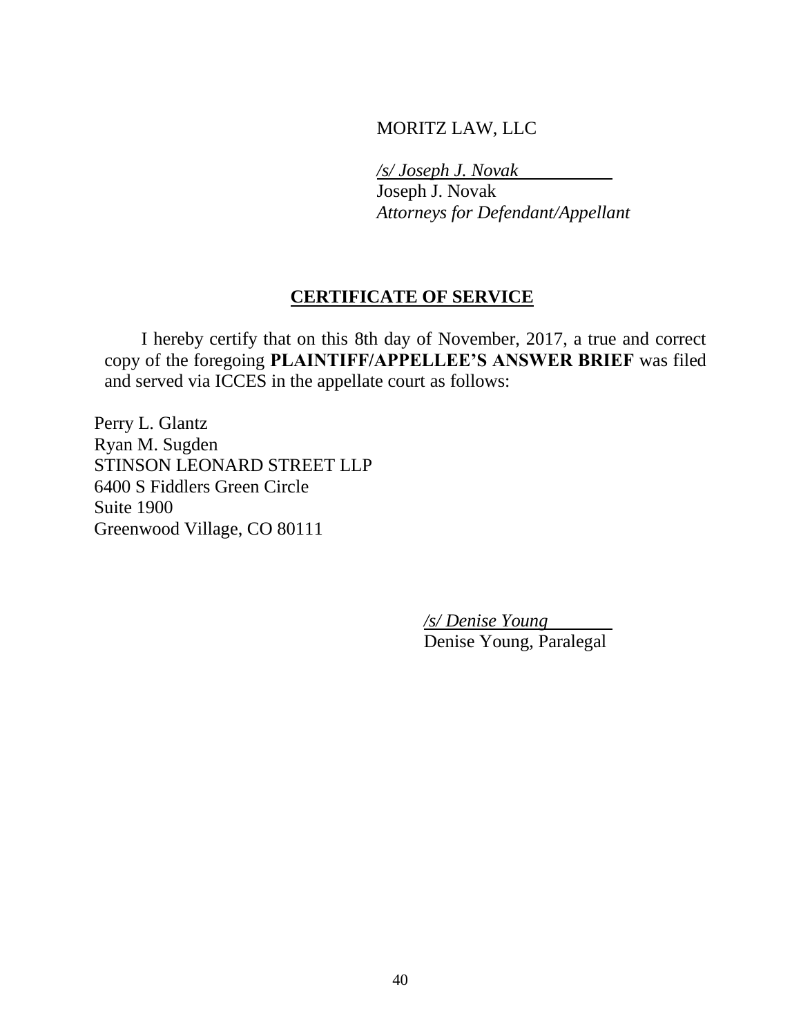MORITZ LAW, LLC

*/s/ Joseph J. Novak*
Joseph J. Novak
*Attorneys for Defendant/Appellant*

## CERTIFICATE OF SERVICE

I hereby certify that on this 8th day of November, 2017, a true and correct copy of the foregoing **PLAINTIFF/APPELLEE'S ANSWER BRIEF** was filed and served via ICCES in the appellate court as follows:

Perry L. Glantz
Ryan M. Sugden
STINSON LEONARD STREET LLP
6400 S Fiddlers Green Circle
Suite 1900
Greenwood Village, CO 80111

*/s/ Denise Young*
Denise Young, Paralegal